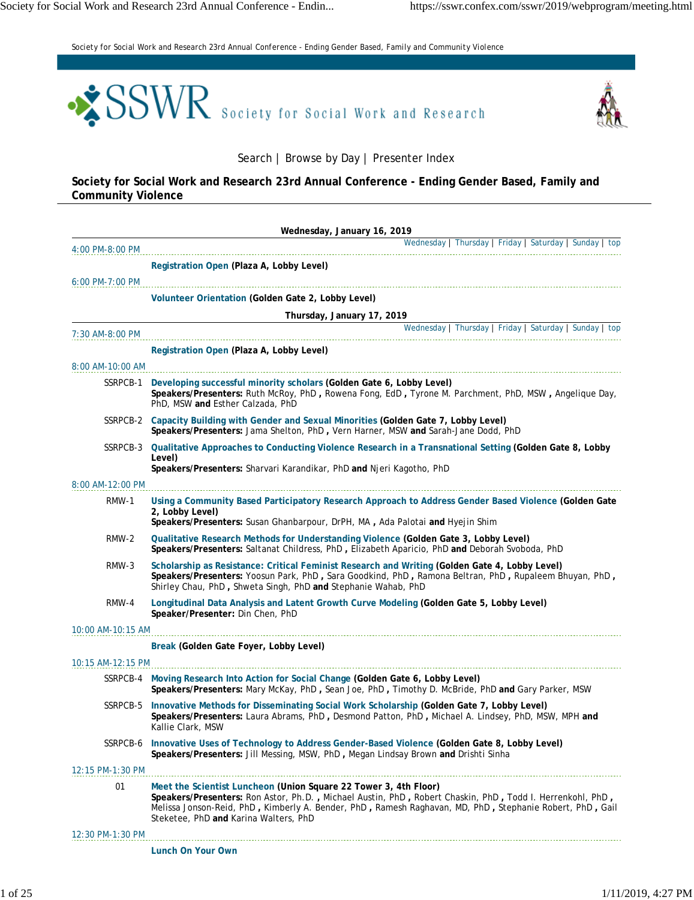Society for Social Work and Research 23rd Annual Conference - Ending Gender Based, Family and Community Violence

SSWR Society for Social Work and Research

Search | Browse by Day | Presenter Index

# Society for Social Work and Research 23rd Annual Conference - Ending Gender Based, Family and Community Violence

## Wednesday, January 16, 2019

Wednesday | Thursday | Friday | Saturday | Sunday | top

**4:00 PM-8:00 PM**

**Registration Open (Plaza A, Lobby Level)**

**6:00 PM-7:00 PM**

**Volunteer Orientation (Golden Gate 2, Lobby Level)**

## Thursday, January 17, 2019

Wednesday | Thursday | Friday | Saturday | Sunday | top

**7:30 AM-8:00 PM**

**Registration Open (Plaza A, Lobby Level)**

**8:00 AM-10:00 AM**

SSRPCB-1 **Developing successful minority scholars (Golden Gate 6, Lobby Level)**
**Speakers/Presenters:** Ruth McRoy, PhD , Rowena Fong, EdD , Tyrone M. Parchment, PhD, MSW , Angelique Day, PhD, MSW **and** Esther Calzada, PhD

SSRPCB-2 **Capacity Building with Gender and Sexual Minorities (Golden Gate 7, Lobby Level)**
**Speakers/Presenters:** Jama Shelton, PhD , Vern Harner, MSW **and** Sarah-Jane Dodd, PhD

SSRPCB-3 **Qualitative Approaches to Conducting Violence Research in a Transnational Setting (Golden Gate 8, Lobby Level)**
**Speakers/Presenters:** Sharvari Karandikar, PhD **and** Njeri Kagotho, PhD

**8:00 AM-12:00 PM**

RMW-1 **Using a Community Based Participatory Research Approach to Address Gender Based Violence (Golden Gate 2, Lobby Level)**
**Speakers/Presenters:** Susan Ghanbarpour, DrPH, MA , Ada Palotai **and** Hyejin Shim

RMW-2 **Qualitative Research Methods for Understanding Violence (Golden Gate 3, Lobby Level)**
**Speakers/Presenters:** Saltanat Childress, PhD , Elizabeth Aparicio, PhD **and** Deborah Svoboda, PhD

RMW-3 **Scholarship as Resistance: Critical Feminist Research and Writing (Golden Gate 4, Lobby Level)**
**Speakers/Presenters:** Yoosun Park, PhD , Sara Goodkind, PhD , Ramona Beltran, PhD , Rupaleem Bhuyan, PhD , Shirley Chau, PhD , Shweta Singh, PhD **and** Stephanie Wahab, PhD

RMW-4 **Longitudinal Data Analysis and Latent Growth Curve Modeling (Golden Gate 5, Lobby Level)**
**Speaker/Presenter:** Din Chen, PhD

**10:00 AM-10:15 AM**

**Break (Golden Gate Foyer, Lobby Level)**

**10:15 AM-12:15 PM**

SSRPCB-4 **Moving Research Into Action for Social Change (Golden Gate 6, Lobby Level)**
**Speakers/Presenters:** Mary McKay, PhD , Sean Joe, PhD , Timothy D. McBride, PhD **and** Gary Parker, MSW

SSRPCB-5 **Innovative Methods for Disseminating Social Work Scholarship (Golden Gate 7, Lobby Level)**
**Speakers/Presenters:** Laura Abrams, PhD , Desmond Patton, PhD , Michael A. Lindsey, PhD, MSW, MPH **and** Kallie Clark, MSW

SSRPCB-6 **Innovative Uses of Technology to Address Gender-Based Violence (Golden Gate 8, Lobby Level)**
**Speakers/Presenters:** Jill Messing, MSW, PhD , Megan Lindsay Brown **and** Drishti Sinha

**12:15 PM-1:30 PM**

01 **Meet the Scientist Luncheon (Union Square 22 Tower 3, 4th Floor)**
**Speakers/Presenters:** Ron Astor, Ph.D. , Michael Austin, PhD , Robert Chaskin, PhD , Todd I. Herrenkohl, PhD , Melissa Jonson-Reid, PhD , Kimberly A. Bender, PhD , Ramesh Raghavan, MD, PhD , Stephanie Robert, PhD , Gail Steketee, PhD **and** Karina Walters, PhD

**12:30 PM-1:30 PM**

**Lunch On Your Own**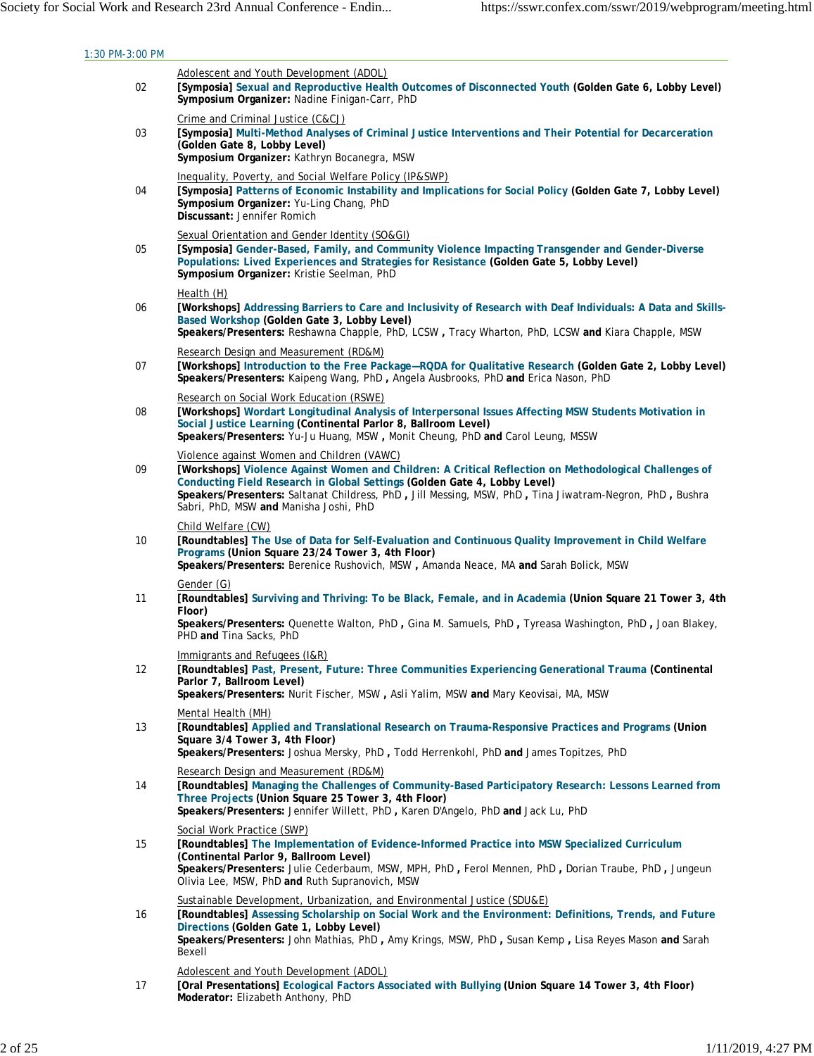1:30 PM-3:00 PM

Adolescent and Youth Development (ADOL)

02 **[Symposia]** Sexual and Reproductive Health Outcomes of Disconnected Youth **(Golden Gate 6, Lobby Level)**
**Symposium Organizer:** Nadine Finigan-Carr, PhD

Crime and Criminal Justice (C&CJ)

03 **[Symposia]** Multi-Method Analyses of Criminal Justice Interventions and Their Potential for Decarceration **(Golden Gate 8, Lobby Level)**
**Symposium Organizer:** Kathryn Bocanegra, MSW

Inequality, Poverty, and Social Welfare Policy (IP&SWP)

04 **[Symposia]** Patterns of Economic Instability and Implications for Social Policy **(Golden Gate 7, Lobby Level)**
**Symposium Organizer:** Yu-Ling Chang, PhD
**Discussant:** Jennifer Romich

Sexual Orientation and Gender Identity (SO&GI)

05 **[Symposia]** Gender-Based, Family, and Community Violence Impacting Transgender and Gender-Diverse Populations: Lived Experiences and Strategies for Resistance **(Golden Gate 5, Lobby Level)**
**Symposium Organizer:** Kristie Seelman, PhD

Health (H)

06 **[Workshops]** Addressing Barriers to Care and Inclusivity of Research with Deaf Individuals: A Data and Skills-Based Workshop **(Golden Gate 3, Lobby Level)**
**Speakers/Presenters:** Reshawna Chapple, PhD, LCSW **,** Tracy Wharton, PhD, LCSW **and** Kiara Chapple, MSW

Research Design and Measurement (RD&M)

07 **[Workshops]** Introduction to the Free Package—RQDA for Qualitative Research **(Golden Gate 2, Lobby Level)**
**Speakers/Presenters:** Kaipeng Wang, PhD **,** Angela Ausbrooks, PhD **and** Erica Nason, PhD

Research on Social Work Education (RSWE)

08 **[Workshops]** Wordart Longitudinal Analysis of Interpersonal Issues Affecting MSW Students Motivation in Social Justice Learning **(Continental Parlor 8, Ballroom Level)**
**Speakers/Presenters:** Yu-Ju Huang, MSW **,** Monit Cheung, PhD **and** Carol Leung, MSSW

Violence against Women and Children (VAWC)

09 **[Workshops]** Violence Against Women and Children: A Critical Reflection on Methodological Challenges of Conducting Field Research in Global Settings **(Golden Gate 4, Lobby Level)**
**Speakers/Presenters:** Saltanat Childress, PhD **,** Jill Messing, MSW, PhD **,** Tina Jiwatram-Negron, PhD **,** Bushra Sabri, PhD, MSW **and** Manisha Joshi, PhD

Child Welfare (CW)

10 **[Roundtables]** The Use of Data for Self-Evaluation and Continuous Quality Improvement in Child Welfare Programs **(Union Square 23/24 Tower 3, 4th Floor)**
**Speakers/Presenters:** Berenice Rushovich, MSW **,** Amanda Neace, MA **and** Sarah Bolick, MSW

Gender (G)

11 **[Roundtables]** Surviving and Thriving: To be Black, Female, and in Academia **(Union Square 21 Tower 3, 4th Floor)**
**Speakers/Presenters:** Quenette Walton, PhD **,** Gina M. Samuels, PhD **,** Tyreasa Washington, PhD **,** Joan Blakey, PHD **and** Tina Sacks, PhD

Immigrants and Refugees (I&R)

12 **[Roundtables]** Past, Present, Future: Three Communities Experiencing Generational Trauma **(Continental Parlor 7, Ballroom Level)**
**Speakers/Presenters:** Nurit Fischer, MSW **,** Asli Yalim, MSW **and** Mary Keovisai, MA, MSW

Mental Health (MH)

13 **[Roundtables]** Applied and Translational Research on Trauma-Responsive Practices and Programs **(Union Square 3/4 Tower 3, 4th Floor)**
**Speakers/Presenters:** Joshua Mersky, PhD **,** Todd Herrenkohl, PhD **and** James Topitzes, PhD

Research Design and Measurement (RD&M)

14 **[Roundtables]** Managing the Challenges of Community-Based Participatory Research: Lessons Learned from Three Projects **(Union Square 25 Tower 3, 4th Floor)**
**Speakers/Presenters:** Jennifer Willett, PhD **,** Karen D'Angelo, PhD **and** Jack Lu, PhD

Social Work Practice (SWP)

15 **[Roundtables]** The Implementation of Evidence-Informed Practice into MSW Specialized Curriculum **(Continental Parlor 9, Ballroom Level)**
**Speakers/Presenters:** Julie Cederbaum, MSW, MPH, PhD **,** Ferol Mennen, PhD **,** Dorian Traube, PhD **,** Jungeun Olivia Lee, MSW, PhD **and** Ruth Supranovich, MSW

Sustainable Development, Urbanization, and Environmental Justice (SDU&E)

16 **[Roundtables]** Assessing Scholarship on Social Work and the Environment: Definitions, Trends, and Future Directions **(Golden Gate 1, Lobby Level)**
**Speakers/Presenters:** John Mathias, PhD **,** Amy Krings, MSW, PhD **,** Susan Kemp **,** Lisa Reyes Mason **and** Sarah Bexell

Adolescent and Youth Development (ADOL)

17 **[Oral Presentations]** Ecological Factors Associated with Bullying **(Union Square 14 Tower 3, 4th Floor)**
**Moderator:** Elizabeth Anthony, PhD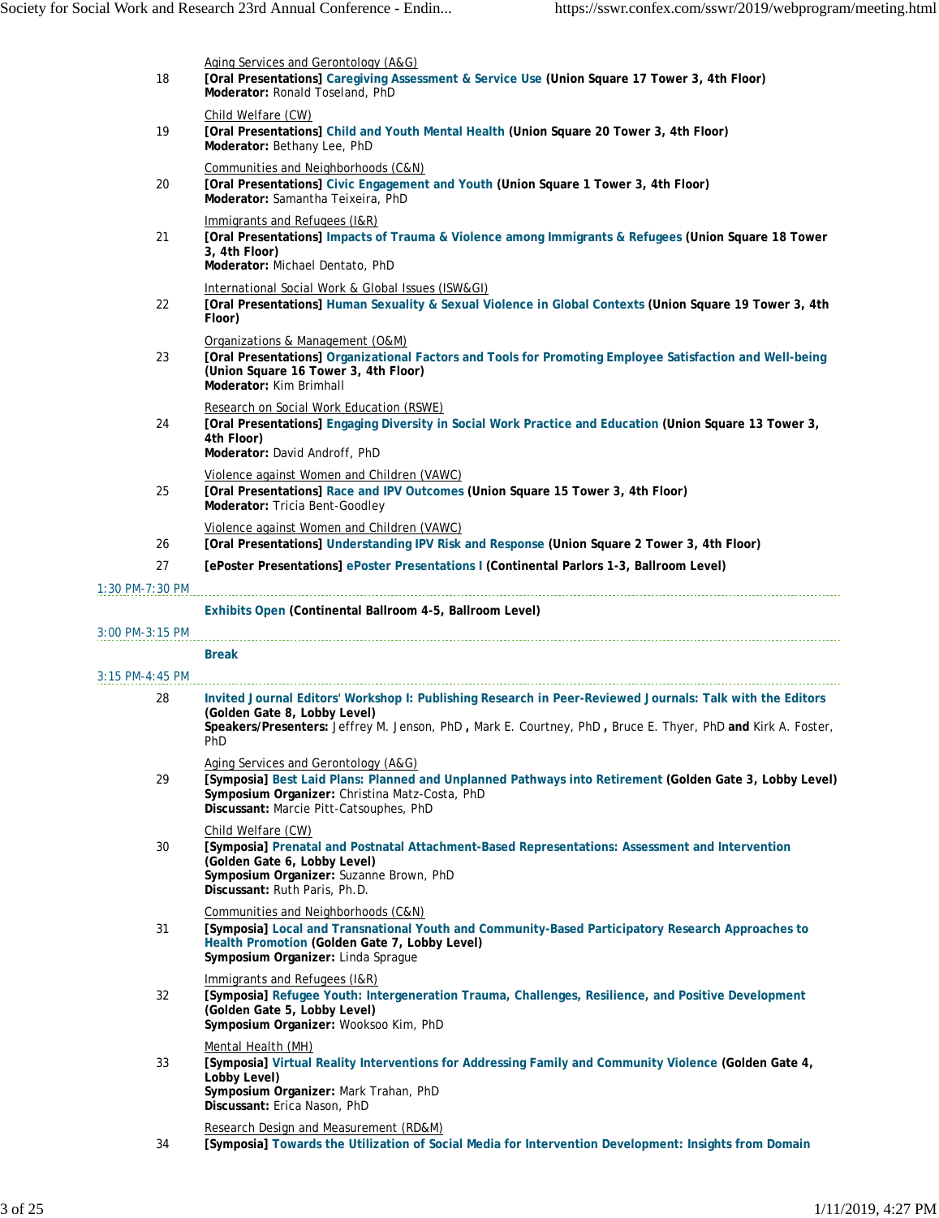Aging Services and Gerontology (A&G)

18 **[Oral Presentations] Caregiving Assessment & Service Use (Union Square 17 Tower 3, 4th Floor)**
**Moderator:** Ronald Toseland, PhD

Child Welfare (CW)

19 **[Oral Presentations] Child and Youth Mental Health (Union Square 20 Tower 3, 4th Floor)**
**Moderator:** Bethany Lee, PhD

Communities and Neighborhoods (C&N)

20 **[Oral Presentations] Civic Engagement and Youth (Union Square 1 Tower 3, 4th Floor)**
**Moderator:** Samantha Teixeira, PhD

Immigrants and Refugees (I&R)

21 **[Oral Presentations] Impacts of Trauma & Violence among Immigrants & Refugees (Union Square 18 Tower 3, 4th Floor)**
**Moderator:** Michael Dentato, PhD

International Social Work & Global Issues (ISW&GI)

22 **[Oral Presentations] Human Sexuality & Sexual Violence in Global Contexts (Union Square 19 Tower 3, 4th Floor)**

Organizations & Management (O&M)

23 **[Oral Presentations] Organizational Factors and Tools for Promoting Employee Satisfaction and Well-being (Union Square 16 Tower 3, 4th Floor)**
**Moderator:** Kim Brimhall

Research on Social Work Education (RSWE)

24 **[Oral Presentations] Engaging Diversity in Social Work Practice and Education (Union Square 13 Tower 3, 4th Floor)**
**Moderator:** David Androff, PhD

Violence against Women and Children (VAWC)

25 **[Oral Presentations] Race and IPV Outcomes (Union Square 15 Tower 3, 4th Floor)**
**Moderator:** Tricia Bent-Goodley

Violence against Women and Children (VAWC)

26 **[Oral Presentations] Understanding IPV Risk and Response (Union Square 2 Tower 3, 4th Floor)**

27 **[ePoster Presentations] ePoster Presentations I (Continental Parlors 1-3, Ballroom Level)**

1:30 PM-7:30 PM

**Exhibits Open (Continental Ballroom 4-5, Ballroom Level)**

3:00 PM-3:15 PM

**Break**

3:15 PM-4:45 PM

28 **Invited Journal Editors' Workshop I: Publishing Research in Peer-Reviewed Journals: Talk with the Editors (Golden Gate 8, Lobby Level)**
**Speakers/Presenters:** Jeffrey M. Jenson, PhD **,** Mark E. Courtney, PhD **,** Bruce E. Thyer, PhD **and** Kirk A. Foster, PhD

Aging Services and Gerontology (A&G)

29 **[Symposia] Best Laid Plans: Planned and Unplanned Pathways into Retirement (Golden Gate 3, Lobby Level)**
**Symposium Organizer:** Christina Matz-Costa, PhD
**Discussant:** Marcie Pitt-Catsouphes, PhD

Child Welfare (CW)

30 **[Symposia] Prenatal and Postnatal Attachment-Based Representations: Assessment and Intervention (Golden Gate 6, Lobby Level)**
**Symposium Organizer:** Suzanne Brown, PhD
**Discussant:** Ruth Paris, Ph.D.

Communities and Neighborhoods (C&N)

31 **[Symposia] Local and Transnational Youth and Community-Based Participatory Research Approaches to Health Promotion (Golden Gate 7, Lobby Level)**
**Symposium Organizer:** Linda Sprague

Immigrants and Refugees (I&R)

32 **[Symposia] Refugee Youth: Intergeneration Trauma, Challenges, Resilience, and Positive Development (Golden Gate 5, Lobby Level)**
**Symposium Organizer:** Wooksoo Kim, PhD

Mental Health (MH)

33 **[Symposia] Virtual Reality Interventions for Addressing Family and Community Violence (Golden Gate 4, Lobby Level)**
**Symposium Organizer:** Mark Trahan, PhD
**Discussant:** Erica Nason, PhD

Research Design and Measurement (RD&M)

34 **[Symposia] Towards the Utilization of Social Media for Intervention Development: Insights from Domain**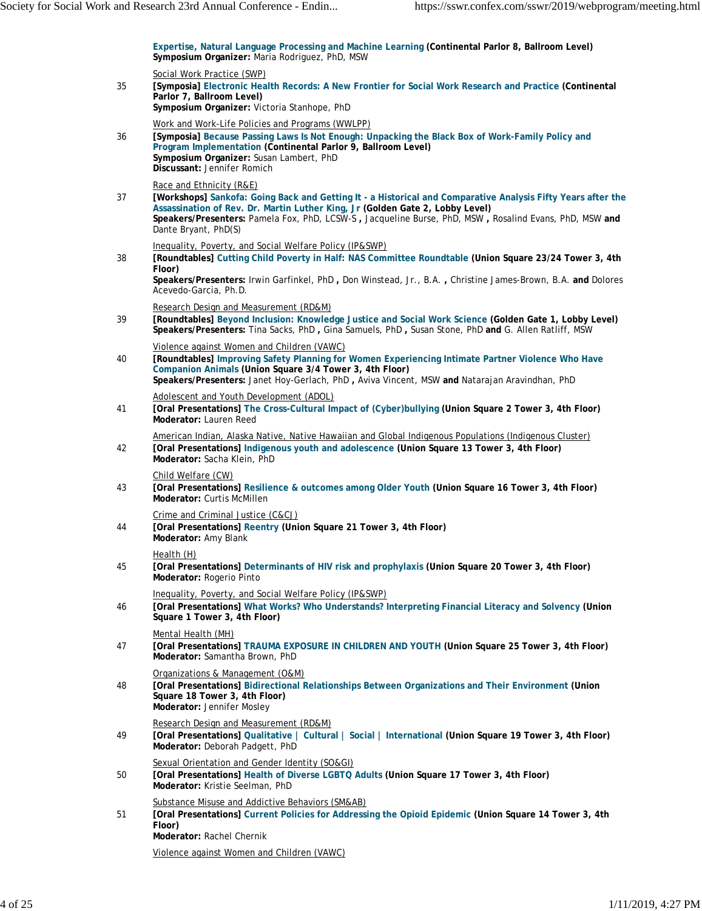**Expertise, Natural Language Processing and Machine Learning** **(Continental Parlor 8, Ballroom Level)**
**Symposium Organizer:** Maria Rodriguez, PhD, MSW

Social Work Practice (SWP)

35 **[Symposia] Electronic Health Records: A New Frontier for Social Work Research and Practice (Continental Parlor 7, Ballroom Level)**
**Symposium Organizer:** Victoria Stanhope, PhD

Work and Work-Life Policies and Programs (WWLPP)

36 **[Symposia] Because Passing Laws Is Not Enough: Unpacking the Black Box of Work-Family Policy and Program Implementation (Continental Parlor 9, Ballroom Level)**
**Symposium Organizer:** Susan Lambert, PhD
**Discussant:** Jennifer Romich

Race and Ethnicity (R&E)

37 **[Workshops] Sankofa: Going Back and Getting It - a Historical and Comparative Analysis Fifty Years after the Assassination of Rev. Dr. Martin Luther King, Jr (Golden Gate 2, Lobby Level)**
**Speakers/Presenters:** Pamela Fox, PhD, LCSW-S **,** Jacqueline Burse, PhD, MSW **,** Rosalind Evans, PhD, MSW **and** Dante Bryant, PhD(S)

Inequality, Poverty, and Social Welfare Policy (IP&SWP)

38 **[Roundtables] Cutting Child Poverty in Half: NAS Committee Roundtable (Union Square 23/24 Tower 3, 4th Floor)**
**Speakers/Presenters:** Irwin Garfinkel, PhD **,** Don Winstead, Jr., B.A. **,** Christine James-Brown, B.A. **and** Dolores Acevedo-Garcia, Ph.D.

Research Design and Measurement (RD&M)

39 **[Roundtables] Beyond Inclusion: Knowledge Justice and Social Work Science (Golden Gate 1, Lobby Level)**
**Speakers/Presenters:** Tina Sacks, PhD **,** Gina Samuels, PhD **,** Susan Stone, PhD **and** G. Allen Ratliff, MSW

Violence against Women and Children (VAWC)

40 **[Roundtables] Improving Safety Planning for Women Experiencing Intimate Partner Violence Who Have Companion Animals (Union Square 3/4 Tower 3, 4th Floor)**
**Speakers/Presenters:** Janet Hoy-Gerlach, PhD **,** Aviva Vincent, MSW **and** Natarajan Aravindhan, PhD

Adolescent and Youth Development (ADOL)

41 **[Oral Presentations] The Cross-Cultural Impact of (Cyber)bullying (Union Square 2 Tower 3, 4th Floor)**
**Moderator:** Lauren Reed

American Indian, Alaska Native, Native Hawaiian and Global Indigenous Populations (Indigenous Cluster)

42 **[Oral Presentations] Indigenous youth and adolescence (Union Square 13 Tower 3, 4th Floor)**
**Moderator:** Sacha Klein, PhD

Child Welfare (CW)

43 **[Oral Presentations] Resilience & outcomes among Older Youth (Union Square 16 Tower 3, 4th Floor)**
**Moderator:** Curtis McMillen

Crime and Criminal Justice (C&CJ)

44 **[Oral Presentations] Reentry (Union Square 21 Tower 3, 4th Floor)**
**Moderator:** Amy Blank

Health (H)

45 **[Oral Presentations] Determinants of HIV risk and prophylaxis (Union Square 20 Tower 3, 4th Floor)**
**Moderator:** Rogerio Pinto

Inequality, Poverty, and Social Welfare Policy (IP&SWP)

46 **[Oral Presentations] What Works? Who Understands? Interpreting Financial Literacy and Solvency (Union Square 1 Tower 3, 4th Floor)**

Mental Health (MH)

47 **[Oral Presentations] TRAUMA EXPOSURE IN CHILDREN AND YOUTH (Union Square 25 Tower 3, 4th Floor)**
**Moderator:** Samantha Brown, PhD

Organizations & Management (O&M)

48 **[Oral Presentations] Bidirectional Relationships Between Organizations and Their Environment (Union Square 18 Tower 3, 4th Floor)**
**Moderator:** Jennifer Mosley

Research Design and Measurement (RD&M)

49 **[Oral Presentations] Qualitative | Cultural | Social | International (Union Square 19 Tower 3, 4th Floor)**
**Moderator:** Deborah Padgett, PhD

Sexual Orientation and Gender Identity (SO&GI)

50 **[Oral Presentations] Health of Diverse LGBTQ Adults (Union Square 17 Tower 3, 4th Floor)**
**Moderator:** Kristie Seelman, PhD

Substance Misuse and Addictive Behaviors (SM&AB)

51 **[Oral Presentations] Current Policies for Addressing the Opioid Epidemic (Union Square 14 Tower 3, 4th Floor)**
**Moderator:** Rachel Chernik

Violence against Women and Children (VAWC)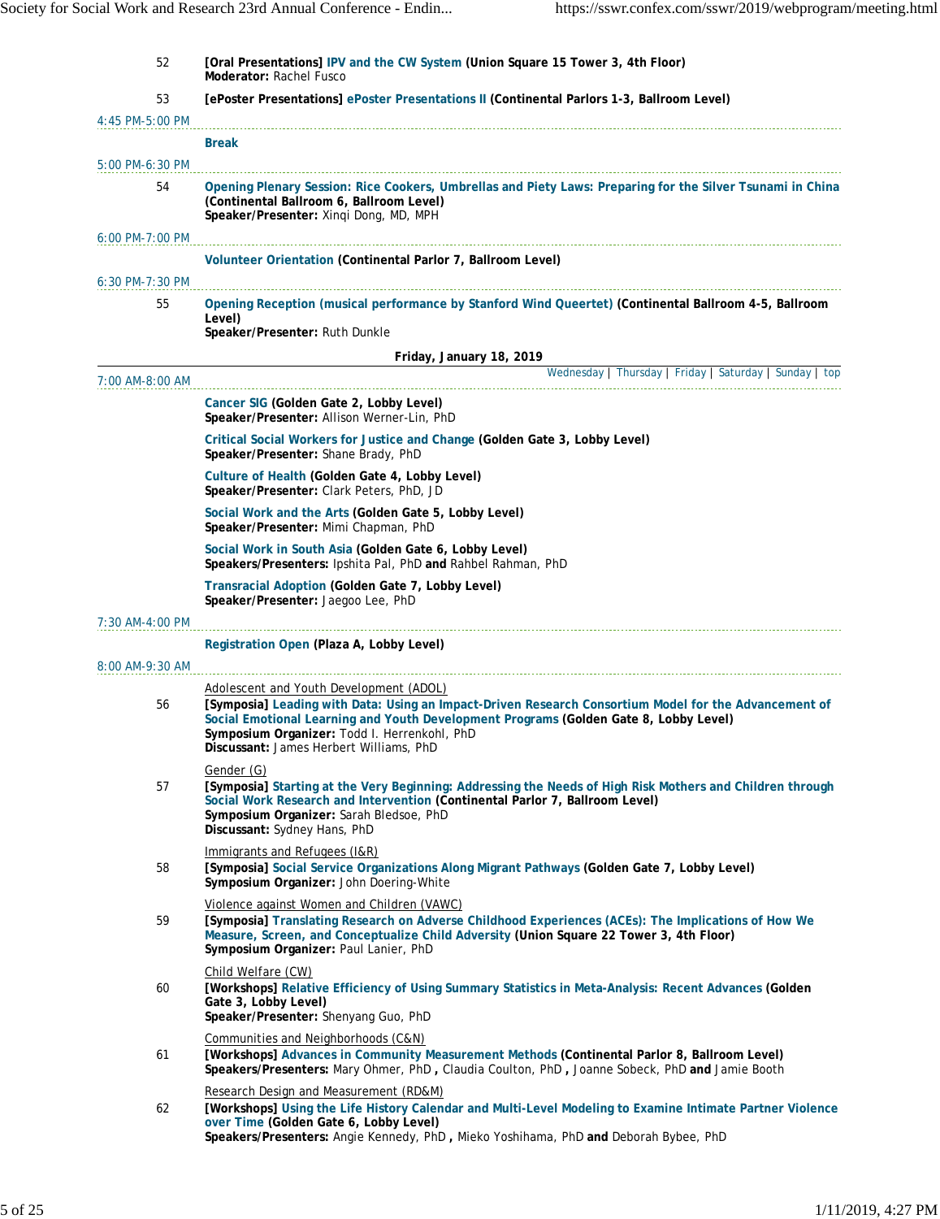52 **[Oral Presentations] IPV and the CW System (Union Square 15 Tower 3, 4th Floor)**
**Moderator:** Rachel Fusco

53 **[ePoster Presentations] ePoster Presentations II (Continental Parlors 1-3, Ballroom Level)**

4:45 PM-5:00 PM

**Break**

5:00 PM-6:30 PM

54 **Opening Plenary Session: Rice Cookers, Umbrellas and Piety Laws: Preparing for the Silver Tsunami in China (Continental Ballroom 6, Ballroom Level)**
**Speaker/Presenter:** Xinqi Dong, MD, MPH

6:00 PM-7:00 PM

**Volunteer Orientation (Continental Parlor 7, Ballroom Level)**

6:30 PM-7:30 PM

55 **Opening Reception (musical performance by Stanford Wind Queertet) (Continental Ballroom 4-5, Ballroom Level)**
**Speaker/Presenter:** Ruth Dunkle

## Friday, January 18, 2019

Wednesday | Thursday | Friday | Saturday | Sunday | top

7:00 AM-8:00 AM

**Cancer SIG (Golden Gate 2, Lobby Level)**
**Speaker/Presenter:** Allison Werner-Lin, PhD

**Critical Social Workers for Justice and Change (Golden Gate 3, Lobby Level)**
**Speaker/Presenter:** Shane Brady, PhD

**Culture of Health (Golden Gate 4, Lobby Level)**
**Speaker/Presenter:** Clark Peters, PhD, JD

**Social Work and the Arts (Golden Gate 5, Lobby Level)**
**Speaker/Presenter:** Mimi Chapman, PhD

**Social Work in South Asia (Golden Gate 6, Lobby Level)**
**Speakers/Presenters:** Ipshita Pal, PhD **and** Rahbel Rahman, PhD

**Transracial Adoption (Golden Gate 7, Lobby Level)**
**Speaker/Presenter:** Jaegoo Lee, PhD

7:30 AM-4:00 PM

**Registration Open (Plaza A, Lobby Level)**

8:00 AM-9:30 AM

Adolescent and Youth Development (ADOL)

56 **[Symposia] Leading with Data: Using an Impact-Driven Research Consortium Model for the Advancement of Social Emotional Learning and Youth Development Programs (Golden Gate 8, Lobby Level)**
**Symposium Organizer:** Todd I. Herrenkohl, PhD
**Discussant:** James Herbert Williams, PhD

Gender (G)

57 **[Symposia] Starting at the Very Beginning: Addressing the Needs of High Risk Mothers and Children through Social Work Research and Intervention (Continental Parlor 7, Ballroom Level)**
**Symposium Organizer:** Sarah Bledsoe, PhD
**Discussant:** Sydney Hans, PhD

Immigrants and Refugees (I&R)

58 **[Symposia] Social Service Organizations Along Migrant Pathways (Golden Gate 7, Lobby Level)**
**Symposium Organizer:** John Doering-White

Violence against Women and Children (VAWC)

59 **[Symposia] Translating Research on Adverse Childhood Experiences (ACEs): The Implications of How We Measure, Screen, and Conceptualize Child Adversity (Union Square 22 Tower 3, 4th Floor)**
**Symposium Organizer:** Paul Lanier, PhD

Child Welfare (CW)

60 **[Workshops] Relative Efficiency of Using Summary Statistics in Meta-Analysis: Recent Advances (Golden Gate 3, Lobby Level)**
**Speaker/Presenter:** Shenyang Guo, PhD

Communities and Neighborhoods (C&N)

61 **[Workshops] Advances in Community Measurement Methods (Continental Parlor 8, Ballroom Level)**
**Speakers/Presenters:** Mary Ohmer, PhD **,** Claudia Coulton, PhD **,** Joanne Sobeck, PhD **and** Jamie Booth

Research Design and Measurement (RD&M)

62 **[Workshops] Using the Life History Calendar and Multi-Level Modeling to Examine Intimate Partner Violence over Time (Golden Gate 6, Lobby Level)**
**Speakers/Presenters:** Angie Kennedy, PhD **,** Mieko Yoshihama, PhD **and** Deborah Bybee, PhD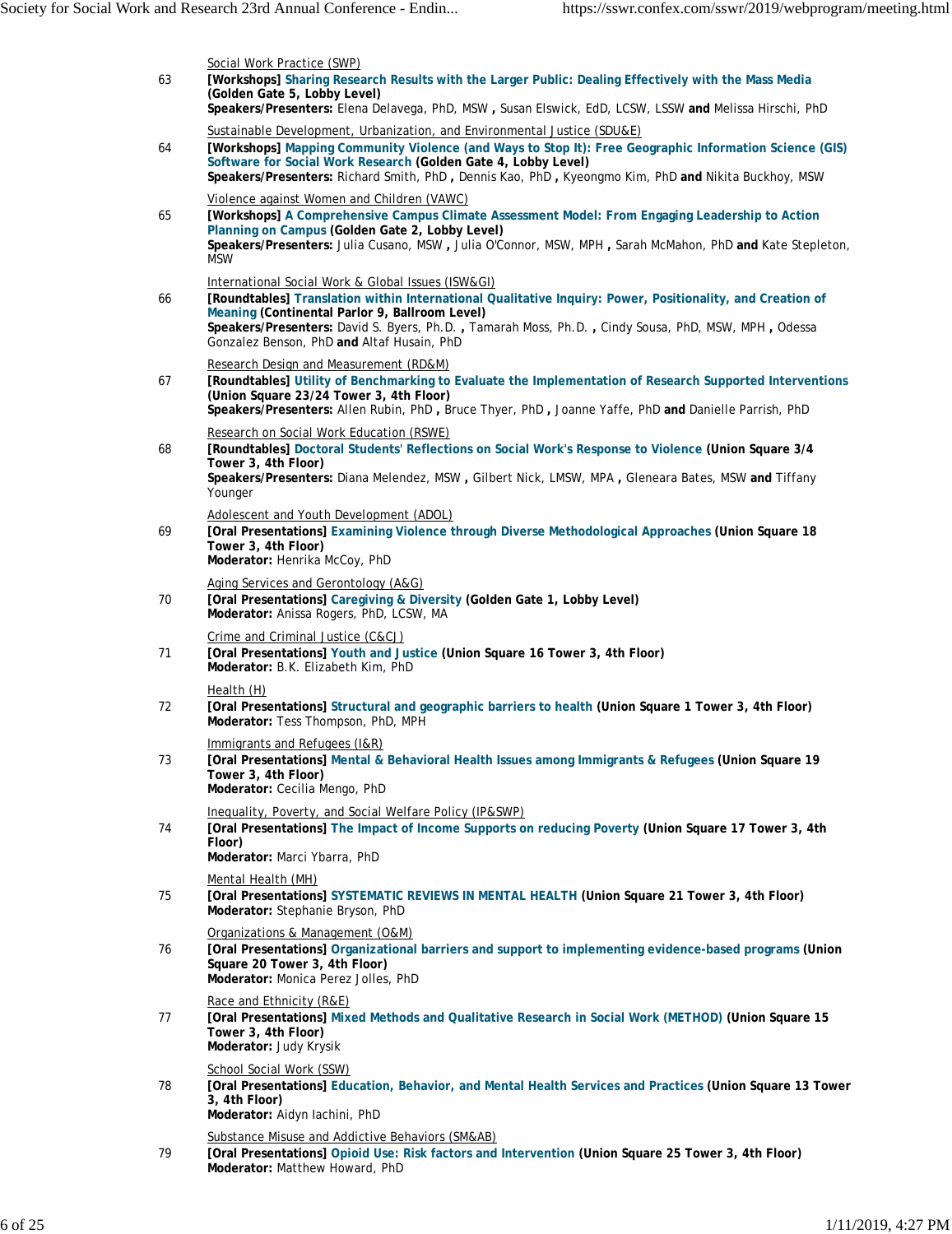Social Work Practice (SWP)

63 **[Workshops]** Sharing Research Results with the Larger Public: Dealing Effectively with the Mass Media **(Golden Gate 5, Lobby Level)**
**Speakers/Presenters:** Elena Delavega, PhD, MSW **,** Susan Elswick, EdD, LCSW, LSSW **and** Melissa Hirschi, PhD

Sustainable Development, Urbanization, and Environmental Justice (SDU&E)

64 **[Workshops]** Mapping Community Violence (and Ways to Stop It): Free Geographic Information Science (GIS) Software for Social Work Research **(Golden Gate 4, Lobby Level)**
**Speakers/Presenters:** Richard Smith, PhD **,** Dennis Kao, PhD **,** Kyeongmo Kim, PhD **and** Nikita Buckhoy, MSW

Violence against Women and Children (VAWC)

65 **[Workshops]** A Comprehensive Campus Climate Assessment Model: From Engaging Leadership to Action Planning on Campus **(Golden Gate 2, Lobby Level)**
**Speakers/Presenters:** Julia Cusano, MSW **,** Julia O'Connor, MSW, MPH **,** Sarah McMahon, PhD **and** Kate Stepleton, MSW

International Social Work & Global Issues (ISW&GI)

66 **[Roundtables]** Translation within International Qualitative Inquiry: Power, Positionality, and Creation of Meaning **(Continental Parlor 9, Ballroom Level)**
**Speakers/Presenters:** David S. Byers, Ph.D. **,** Tamarah Moss, Ph.D. **,** Cindy Sousa, PhD, MSW, MPH **,** Odessa Gonzalez Benson, PhD **and** Altaf Husain, PhD

Research Design and Measurement (RD&M)

67 **[Roundtables]** Utility of Benchmarking to Evaluate the Implementation of Research Supported Interventions **(Union Square 23/24 Tower 3, 4th Floor)**
**Speakers/Presenters:** Allen Rubin, PhD **,** Bruce Thyer, PhD **,** Joanne Yaffe, PhD **and** Danielle Parrish, PhD

Research on Social Work Education (RSWE)

68 **[Roundtables]** Doctoral Students' Reflections on Social Work's Response to Violence **(Union Square 3/4 Tower 3, 4th Floor)**
**Speakers/Presenters:** Diana Melendez, MSW **,** Gilbert Nick, LMSW, MPA **,** Gleneara Bates, MSW **and** Tiffany Younger

Adolescent and Youth Development (ADOL)

69 **[Oral Presentations]** Examining Violence through Diverse Methodological Approaches **(Union Square 18 Tower 3, 4th Floor)**
**Moderator:** Henrika McCoy, PhD

Aging Services and Gerontology (A&G)

70 **[Oral Presentations]** Caregiving & Diversity **(Golden Gate 1, Lobby Level)**
**Moderator:** Anissa Rogers, PhD, LCSW, MA

Crime and Criminal Justice (C&CJ)

71 **[Oral Presentations]** Youth and Justice **(Union Square 16 Tower 3, 4th Floor)**
**Moderator:** B.K. Elizabeth Kim, PhD

Health (H)

72 **[Oral Presentations]** Structural and geographic barriers to health **(Union Square 1 Tower 3, 4th Floor)**
**Moderator:** Tess Thompson, PhD, MPH

Immigrants and Refugees (I&R)

73 **[Oral Presentations]** Mental & Behavioral Health Issues among Immigrants & Refugees **(Union Square 19 Tower 3, 4th Floor)**
**Moderator:** Cecilia Mengo, PhD

Inequality, Poverty, and Social Welfare Policy (IP&SWP)

74 **[Oral Presentations]** The Impact of Income Supports on reducing Poverty **(Union Square 17 Tower 3, 4th Floor)**
**Moderator:** Marci Ybarra, PhD

Mental Health (MH)

75 **[Oral Presentations]** SYSTEMATIC REVIEWS IN MENTAL HEALTH **(Union Square 21 Tower 3, 4th Floor)**
**Moderator:** Stephanie Bryson, PhD

Organizations & Management (O&M)

76 **[Oral Presentations]** Organizational barriers and support to implementing evidence-based programs **(Union Square 20 Tower 3, 4th Floor)**
**Moderator:** Monica Perez Jolles, PhD

Race and Ethnicity (R&E)

77 **[Oral Presentations]** Mixed Methods and Qualitative Research in Social Work (METHOD) **(Union Square 15 Tower 3, 4th Floor)**
**Moderator:** Judy Krysik

School Social Work (SSW)

78 **[Oral Presentations]** Education, Behavior, and Mental Health Services and Practices **(Union Square 13 Tower 3, 4th Floor)**
**Moderator:** Aidyn Iachini, PhD

Substance Misuse and Addictive Behaviors (SM&AB)

79 **[Oral Presentations]** Opioid Use: Risk factors and Intervention **(Union Square 25 Tower 3, 4th Floor)**
**Moderator:** Matthew Howard, PhD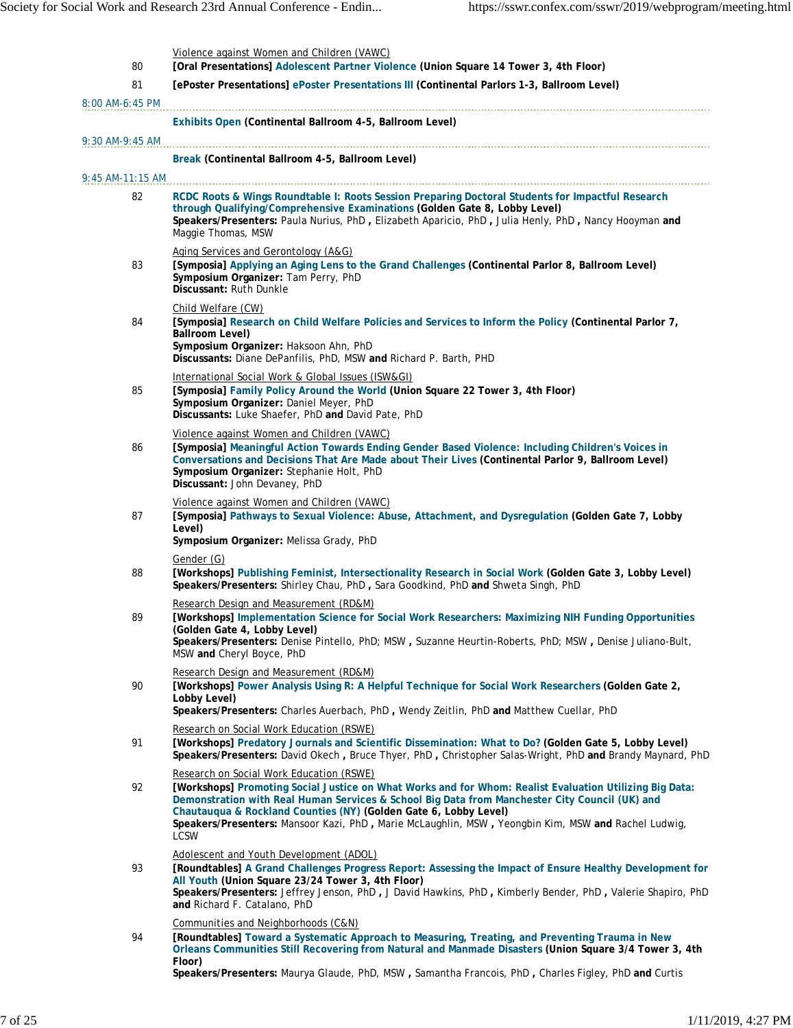Violence against Women and Children (VAWC)

80 **[Oral Presentations]** Adolescent Partner Violence **(Union Square 14 Tower 3, 4th Floor)**

81 **[ePoster Presentations]** ePoster Presentations III **(Continental Parlors 1-3, Ballroom Level)**

8:00 AM-6:45 PM

Exhibits Open **(Continental Ballroom 4-5, Ballroom Level)**

9:30 AM-9:45 AM

Break **(Continental Ballroom 4-5, Ballroom Level)**

9:45 AM-11:15 AM

82 RCDC Roots & Wings Roundtable I: Roots Session Preparing Doctoral Students for Impactful Research through Qualifying/Comprehensive Examinations **(Golden Gate 8, Lobby Level)**
**Speakers/Presenters:** Paula Nurius, PhD **,** Elizabeth Aparicio, PhD **,** Julia Henly, PhD **,** Nancy Hooyman **and** Maggie Thomas, MSW

Aging Services and Gerontology (A&G)

83 **[Symposia]** Applying an Aging Lens to the Grand Challenges **(Continental Parlor 8, Ballroom Level)**
**Symposium Organizer:** Tam Perry, PhD
**Discussant:** Ruth Dunkle

Child Welfare (CW)

84 **[Symposia]** Research on Child Welfare Policies and Services to Inform the Policy **(Continental Parlor 7, Ballroom Level)**
**Symposium Organizer:** Hakson Ahn, PhD
**Discussants:** Diane DePanfilis, PhD, MSW **and** Richard P. Barth, PHD

International Social Work & Global Issues (ISW&GI)

85 **[Symposia]** Family Policy Around the World **(Union Square 22 Tower 3, 4th Floor)**
**Symposium Organizer:** Daniel Meyer, PhD
**Discussants:** Luke Shaefer, PhD **and** David Pate, PhD

Violence against Women and Children (VAWC)

86 **[Symposia]** Meaningful Action Towards Ending Gender Based Violence: Including Children's Voices in Conversations and Decisions That Are Made about Their Lives **(Continental Parlor 9, Ballroom Level)**
**Symposium Organizer:** Stephanie Holt, PhD
**Discussant:** John Devaney, PhD

Violence against Women and Children (VAWC)

87 **[Symposia]** Pathways to Sexual Violence: Abuse, Attachment, and Dysregulation **(Golden Gate 7, Lobby Level)**
**Symposium Organizer:** Melissa Grady, PhD

Gender (G)

88 **[Workshops]** Publishing Feminist, Intersectionality Research in Social Work **(Golden Gate 3, Lobby Level)**
**Speakers/Presenters:** Shirley Chau, PhD **,** Sara Goodkind, PhD **and** Shweta Singh, PhD

Research Design and Measurement (RD&M)

89 **[Workshops]** Implementation Science for Social Work Researchers: Maximizing NIH Funding Opportunities **(Golden Gate 4, Lobby Level)**
**Speakers/Presenters:** Denise Pintello, PhD; MSW **,** Suzanne Heurtin-Roberts, PhD; MSW **,** Denise Juliano-Bult, MSW **and** Cheryl Boyce, PhD

Research Design and Measurement (RD&M)

90 **[Workshops]** Power Analysis Using R: A Helpful Technique for Social Work Researchers **(Golden Gate 2, Lobby Level)**
**Speakers/Presenters:** Charles Auerbach, PhD **,** Wendy Zeitlin, PhD **and** Matthew Cuellar, PhD

Research on Social Work Education (RSWE)

91 **[Workshops]** Predatory Journals and Scientific Dissemination: What to Do? **(Golden Gate 5, Lobby Level)**
**Speakers/Presenters:** David Okech **,** Bruce Thyer, PhD **,** Christopher Salas-Wright, PhD **and** Brandy Maynard, PhD

Research on Social Work Education (RSWE)

92 **[Workshops]** Promoting Social Justice on What Works and for Whom: Realist Evaluation Utilizing Big Data: Demonstration with Real Human Services & School Big Data from Manchester City Council (UK) and Chautauqua & Rockland Counties (NY) **(Golden Gate 6, Lobby Level)**
**Speakers/Presenters:** Mansoor Kazi, PhD **,** Marie McLaughlin, MSW **,** Yeongbin Kim, MSW **and** Rachel Ludwig, LCSW

Adolescent and Youth Development (ADOL)

93 **[Roundtables]** A Grand Challenges Progress Report: Assessing the Impact of Ensure Healthy Development for All Youth **(Union Square 23/24 Tower 3, 4th Floor)**
**Speakers/Presenters:** Jeffrey Jenson, PhD **,** J David Hawkins, PhD **,** Kimberly Bender, PhD **,** Valerie Shapiro, PhD **and** Richard F. Catalano, PhD

Communities and Neighborhoods (C&N)

94 **[Roundtables]** Toward a Systematic Approach to Measuring, Treating, and Preventing Trauma in New Orleans Communities Still Recovering from Natural and Manmade Disasters **(Union Square 3/4 Tower 3, 4th Floor)**
**Speakers/Presenters:** Maurya Glaude, PhD, MSW **,** Samantha Francois, PhD **,** Charles Figley, PhD **and** Curtis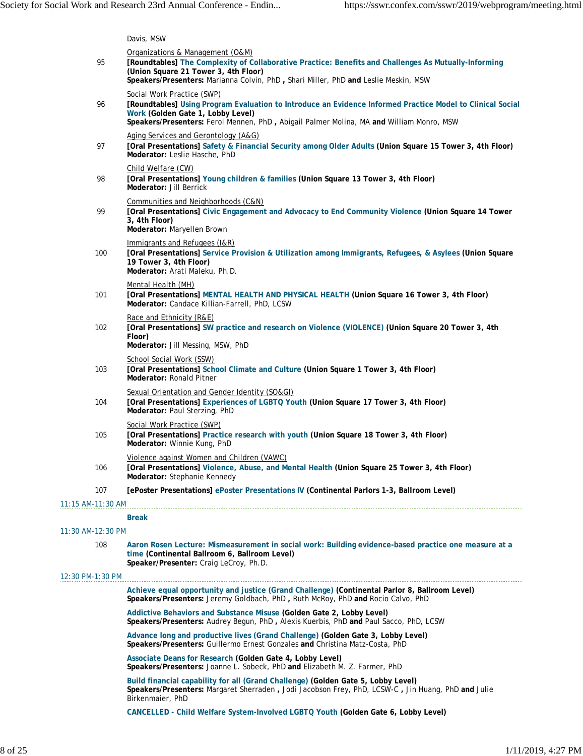Davis, MSW

Organizations & Management (O&M)

95 **[Roundtables] The Complexity of Collaborative Practice: Benefits and Challenges As Mutually-Informing (Union Square 21 Tower 3, 4th Floor)**
**Speakers/Presenters:** Marianna Colvin, PhD **,** Shari Miller, PhD **and** Leslie Meskin, MSW

Social Work Practice (SWP)

96 **[Roundtables] Using Program Evaluation to Introduce an Evidence Informed Practice Model to Clinical Social Work (Golden Gate 1, Lobby Level)**
**Speakers/Presenters:** Ferol Mennen, PhD **,** Abigail Palmer Molina, MA **and** William Monro, MSW

Aging Services and Gerontology (A&G)

97 **[Oral Presentations] Safety & Financial Security among Older Adults (Union Square 15 Tower 3, 4th Floor)**
**Moderator:** Leslie Hasche, PhD

Child Welfare (CW)

98 **[Oral Presentations] Young children & families (Union Square 13 Tower 3, 4th Floor)**
**Moderator:** Jill Berrick

Communities and Neighborhoods (C&N)

99 **[Oral Presentations] Civic Engagement and Advocacy to End Community Violence (Union Square 14 Tower 3, 4th Floor)**
**Moderator:** Maryellen Brown

Immigrants and Refugees (I&R)

100 **[Oral Presentations] Service Provision & Utilization among Immigrants, Refugees, & Asylees (Union Square 19 Tower 3, 4th Floor)**
**Moderator:** Arati Maleku, Ph.D.

Mental Health (MH)

101 **[Oral Presentations] MENTAL HEALTH AND PHYSICAL HEALTH (Union Square 16 Tower 3, 4th Floor)**
**Moderator:** Candace Killian-Farrell, PhD, LCSW

Race and Ethnicity (R&E)

102 **[Oral Presentations] SW practice and research on Violence (VIOLENCE) (Union Square 20 Tower 3, 4th Floor)**
**Moderator:** Jill Messing, MSW, PhD

School Social Work (SSW)

103 **[Oral Presentations] School Climate and Culture (Union Square 1 Tower 3, 4th Floor)**
**Moderator:** Ronald Pitner

Sexual Orientation and Gender Identity (SO&GI)

104 **[Oral Presentations] Experiences of LGBTQ Youth (Union Square 17 Tower 3, 4th Floor)**
**Moderator:** Paul Sterzing, PhD

Social Work Practice (SWP)

105 **[Oral Presentations] Practice research with youth (Union Square 18 Tower 3, 4th Floor)**
**Moderator:** Winnie Kung, PhD

Violence against Women and Children (VAWC)

106 **[Oral Presentations] Violence, Abuse, and Mental Health (Union Square 25 Tower 3, 4th Floor)**
**Moderator:** Stephanie Kennedy

107 **[ePoster Presentations] ePoster Presentations IV (Continental Parlors 1-3, Ballroom Level)**

11:15 AM-11:30 AM

**Break**

11:30 AM-12:30 PM

108 **Aaron Rosen Lecture: Mismeasurement in social work: Building evidence-based practice one measure at a time (Continental Ballroom 6, Ballroom Level)**
**Speaker/Presenter:** Craig LeCroy, Ph.D.

12:30 PM-1:30 PM

**Achieve equal opportunity and justice (Grand Challenge) (Continental Parlor 8, Ballroom Level)**
**Speakers/Presenters:** Jeremy Goldbach, PhD **,** Ruth McRoy, PhD **and** Rocio Calvo, PhD

**Addictive Behaviors and Substance Misuse (Golden Gate 2, Lobby Level)**
**Speakers/Presenters:** Audrey Begun, PhD **,** Alexis Kuerbis, PhD **and** Paul Sacco, PhD, LCSW

**Advance long and productive lives (Grand Challenge) (Golden Gate 3, Lobby Level)**
**Speakers/Presenters:** Guillermo Ernest Gonzales **and** Christina Matz-Costa, PhD

**Associate Deans for Research (Golden Gate 4, Lobby Level)**
**Speakers/Presenters:** Joanne L. Sobeck, PhD **and** Elizabeth M. Z. Farmer, PhD

**Build financial capability for all (Grand Challenge) (Golden Gate 5, Lobby Level)**
**Speakers/Presenters:** Margaret Sherraden **,** Jodi Jacobson Frey, PhD, LCSW-C **,** Jin Huang, PhD **and** Julie Birkenmaier, PhD

**CANCELLED - Child Welfare System-Involved LGBTQ Youth (Golden Gate 6, Lobby Level)**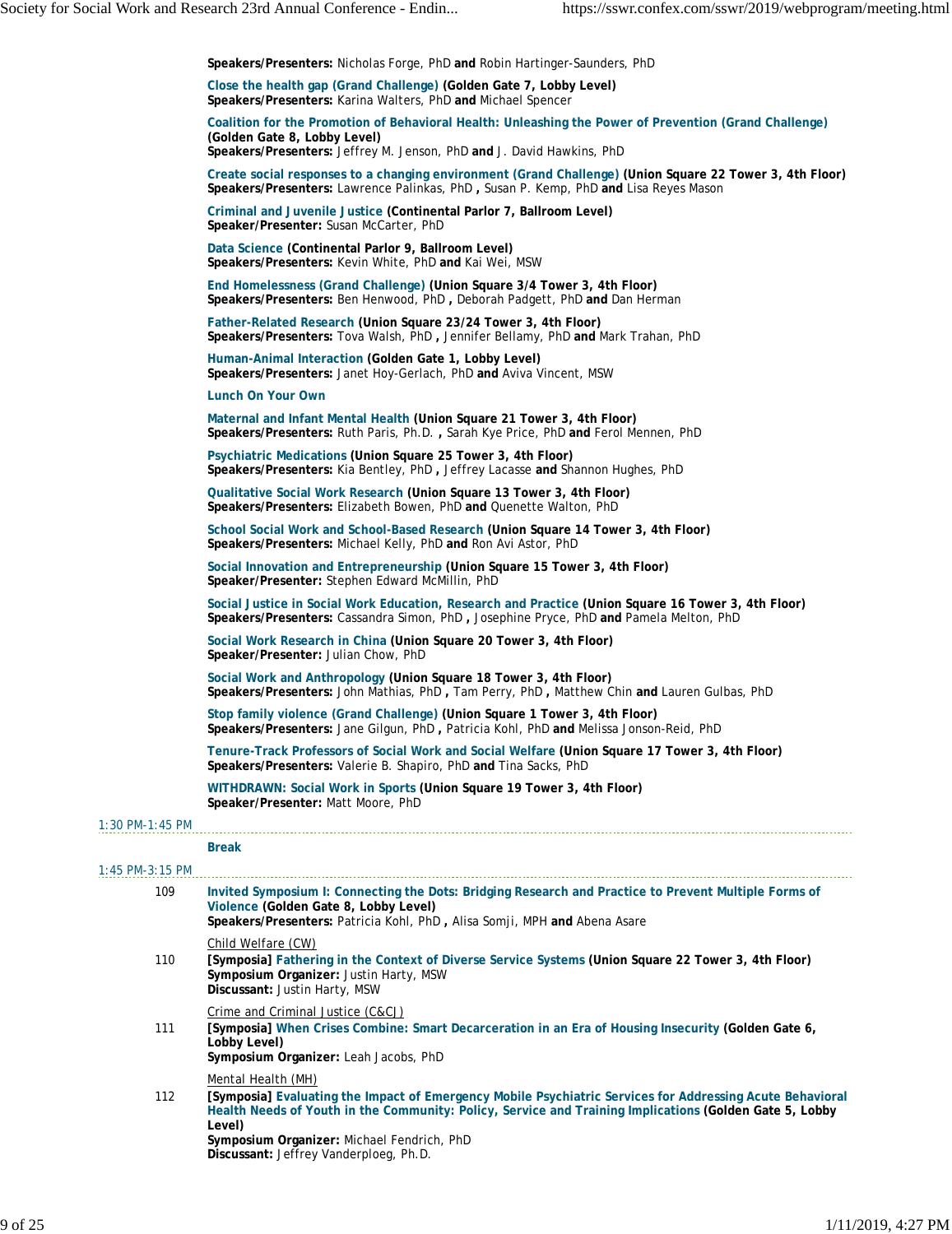**Speakers/Presenters:** Nicholas Forge, PhD **and** Robin Hartinger-Saunders, PhD

Close the health gap (Grand Challenge) **(Golden Gate 7, Lobby Level)**
**Speakers/Presenters:** Karina Walters, PhD **and** Michael Spencer

Coalition for the Promotion of Behavioral Health: Unleashing the Power of Prevention (Grand Challenge) **(Golden Gate 8, Lobby Level)**
**Speakers/Presenters:** Jeffrey M. Jenson, PhD **and** J. David Hawkins, PhD

Create social responses to a changing environment (Grand Challenge) **(Union Square 22 Tower 3, 4th Floor)**
**Speakers/Presenters:** Lawrence Palinkas, PhD **,** Susan P. Kemp, PhD **and** Lisa Reyes Mason

Criminal and Juvenile Justice **(Continental Parlor 7, Ballroom Level)**
**Speaker/Presenter:** Susan McCarter, PhD

Data Science **(Continental Parlor 9, Ballroom Level)**
**Speakers/Presenters:** Kevin White, PhD **and** Kai Wei, MSW

End Homelessness (Grand Challenge) **(Union Square 3/4 Tower 3, 4th Floor)**
**Speakers/Presenters:** Ben Henwood, PhD **,** Deborah Padgett, PhD **and** Dan Herman

Father-Related Research **(Union Square 23/24 Tower 3, 4th Floor)**
**Speakers/Presenters:** Tova Walsh, PhD **,** Jennifer Bellamy, PhD **and** Mark Trahan, PhD

Human-Animal Interaction **(Golden Gate 1, Lobby Level)**
**Speakers/Presenters:** Janet Hoy-Gerlach, PhD **and** Aviva Vincent, MSW

Lunch On Your Own

Maternal and Infant Mental Health **(Union Square 21 Tower 3, 4th Floor)**
**Speakers/Presenters:** Ruth Paris, Ph.D. **,** Sarah Kye Price, PhD **and** Ferol Mennen, PhD

Psychiatric Medications **(Union Square 25 Tower 3, 4th Floor)**
**Speakers/Presenters:** Kia Bentley, PhD **,** Jeffrey Lacasse **and** Shannon Hughes, PhD

Qualitative Social Work Research **(Union Square 13 Tower 3, 4th Floor)**
**Speakers/Presenters:** Elizabeth Bowen, PhD **and** Quenette Walton, PhD

School Social Work and School-Based Research **(Union Square 14 Tower 3, 4th Floor)**
**Speakers/Presenters:** Michael Kelly, PhD **and** Ron Avi Astor, PhD

Social Innovation and Entrepreneurship **(Union Square 15 Tower 3, 4th Floor)**
**Speaker/Presenter:** Stephen Edward McMillin, PhD

Social Justice in Social Work Education, Research and Practice **(Union Square 16 Tower 3, 4th Floor)**
**Speakers/Presenters:** Cassandra Simon, PhD **,** Josephine Pryce, PhD **and** Pamela Melton, PhD

Social Work Research in China **(Union Square 20 Tower 3, 4th Floor)**
**Speaker/Presenter:** Julian Chow, PhD

Social Work and Anthropology **(Union Square 18 Tower 3, 4th Floor)**
**Speakers/Presenters:** John Mathias, PhD **,** Tam Perry, PhD **,** Matthew Chin **and** Lauren Gulbas, PhD

Stop family violence (Grand Challenge) **(Union Square 1 Tower 3, 4th Floor)**
**Speakers/Presenters:** Jane Gilgun, PhD **,** Patricia Kohl, PhD **and** Melissa Jonson-Reid, PhD

Tenure-Track Professors of Social Work and Social Welfare **(Union Square 17 Tower 3, 4th Floor)**
**Speakers/Presenters:** Valerie B. Shapiro, PhD **and** Tina Sacks, PhD

WITHDRAWN: Social Work in Sports **(Union Square 19 Tower 3, 4th Floor)**
**Speaker/Presenter:** Matt Moore, PhD

1:30 PM-1:45 PM

**Break**

1:45 PM-3:15 PM

109 **Invited Symposium I: Connecting the Dots: Bridging Research and Practice to Prevent Multiple Forms of Violence (Golden Gate 8, Lobby Level)**
**Speakers/Presenters:** Patricia Kohl, PhD **,** Alisa Somji, MPH **and** Abena Asare

Child Welfare (CW)

110 **[Symposia]** Fathering in the Context of Diverse Service Systems **(Union Square 22 Tower 3, 4th Floor)**
**Symposium Organizer:** Justin Harty, MSW
**Discussant:** Justin Harty, MSW

Crime and Criminal Justice (C&CJ)

111 **[Symposia]** When Crises Combine: Smart Decarceration in an Era of Housing Insecurity **(Golden Gate 6, Lobby Level)**
**Symposium Organizer:** Leah Jacobs, PhD

Mental Health (MH)

112 **[Symposia]** Evaluating the Impact of Emergency Mobile Psychiatric Services for Addressing Acute Behavioral Health Needs of Youth in the Community: Policy, Service and Training Implications **(Golden Gate 5, Lobby Level)**
**Symposium Organizer:** Michael Fendrich, PhD
**Discussant:** Jeffrey Vanderploeg, Ph.D.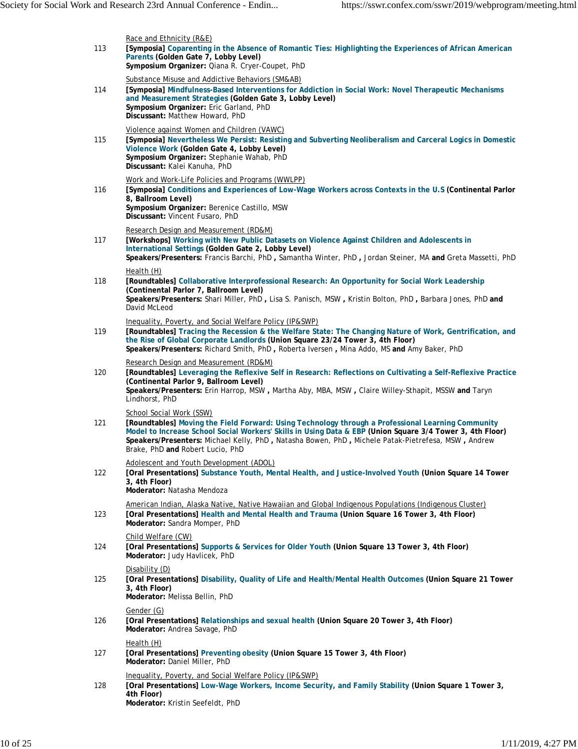Race and Ethnicity (R&E)

113 **[Symposia]** Coparenting in the Absence of Romantic Ties: Highlighting the Experiences of African American Parents **(Golden Gate 7, Lobby Level)**
**Symposium Organizer:** Qiana R. Cryer-Coupet, PhD

Substance Misuse and Addictive Behaviors (SM&AB)

114 **[Symposia]** Mindfulness-Based Interventions for Addiction in Social Work: Novel Therapeutic Mechanisms and Measurement Strategies **(Golden Gate 3, Lobby Level)**
**Symposium Organizer:** Eric Garland, PhD
**Discussant:** Matthew Howard, PhD

Violence against Women and Children (VAWC)

115 **[Symposia]** Nevertheless We Persist: Resisting and Subverting Neoliberalism and Carceral Logics in Domestic Violence Work **(Golden Gate 4, Lobby Level)**
**Symposium Organizer:** Stephanie Wahab, PhD
**Discussant:** Kalei Kanuha, PhD

Work and Work-Life Policies and Programs (WWLPP)

116 **[Symposia]** Conditions and Experiences of Low-Wage Workers across Contexts in the U.S **(Continental Parlor 8, Ballroom Level)**
**Symposium Organizer:** Berenice Castillo, MSW
**Discussant:** Vincent Fusaro, PhD

Research Design and Measurement (RD&M)

117 **[Workshops]** Working with New Public Datasets on Violence Against Children and Adolescents in International Settings **(Golden Gate 2, Lobby Level)**
**Speakers/Presenters:** Francis Barchi, PhD **,** Samantha Winter, PhD **,** Jordan Steiner, MA **and** Greta Massetti, PhD

Health (H)

118 **[Roundtables]** Collaborative Interprofessional Research: An Opportunity for Social Work Leadership **(Continental Parlor 7, Ballroom Level)**
**Speakers/Presenters:** Shari Miller, PhD **,** Lisa S. Panisch, MSW **,** Kristin Bolton, PhD **,** Barbara Jones, PhD **and** David McLeod

Inequality, Poverty, and Social Welfare Policy (IP&SWP)

119 **[Roundtables]** Tracing the Recession & the Welfare State: The Changing Nature of Work, Gentrification, and the Rise of Global Corporate Landlords **(Union Square 23/24 Tower 3, 4th Floor)**
**Speakers/Presenters:** Richard Smith, PhD **,** Roberta Iversen **,** Mina Addo, MS **and** Amy Baker, PhD

Research Design and Measurement (RD&M)

120 **[Roundtables]** Leveraging the Reflexive Self in Research: Reflections on Cultivating a Self-Reflexive Practice **(Continental Parlor 9, Ballroom Level)**
**Speakers/Presenters:** Erin Harrop, MSW **,** Martha Aby, MBA, MSW **,** Claire Willey-Sthapit, MSSW **and** Taryn Lindhorst, PhD

School Social Work (SSW)

121 **[Roundtables]** Moving the Field Forward: Using Technology through a Professional Learning Community Model to Increase School Social Workers' Skills in Using Data & EBP **(Union Square 3/4 Tower 3, 4th Floor)**
**Speakers/Presenters:** Michael Kelly, PhD **,** Natasha Bowen, PhD **,** Michele Patak-Pietrefesa, MSW **,** Andrew Brake, PhD **and** Robert Lucio, PhD

Adolescent and Youth Development (ADOL)

122 **[Oral Presentations]** Substance Youth, Mental Health, and Justice-Involved Youth **(Union Square 14 Tower 3, 4th Floor)**
**Moderator:** Natasha Mendoza

American Indian, Alaska Native, Native Hawaiian and Global Indigenous Populations (Indigenous Cluster)

123 **[Oral Presentations]** Health and Mental Health and Trauma **(Union Square 16 Tower 3, 4th Floor)**
**Moderator:** Sandra Momper, PhD

Child Welfare (CW)

124 **[Oral Presentations]** Supports & Services for Older Youth **(Union Square 13 Tower 3, 4th Floor)**
**Moderator:** Judy Havlicek, PhD

Disability (D)

125 **[Oral Presentations]** Disability, Quality of Life and Health/Mental Health Outcomes **(Union Square 21 Tower 3, 4th Floor)**
**Moderator:** Melissa Bellin, PhD

Gender (G)

126 **[Oral Presentations]** Relationships and sexual health **(Union Square 20 Tower 3, 4th Floor)**
**Moderator:** Andrea Savage, PhD

Health (H)

127 **[Oral Presentations]** Preventing obesity **(Union Square 15 Tower 3, 4th Floor)**
**Moderator:** Daniel Miller, PhD

Inequality, Poverty, and Social Welfare Policy (IP&SWP)

128 **[Oral Presentations]** Low-Wage Workers, Income Security, and Family Stability **(Union Square 1 Tower 3, 4th Floor)**
**Moderator:** Kristin Seefeldt, PhD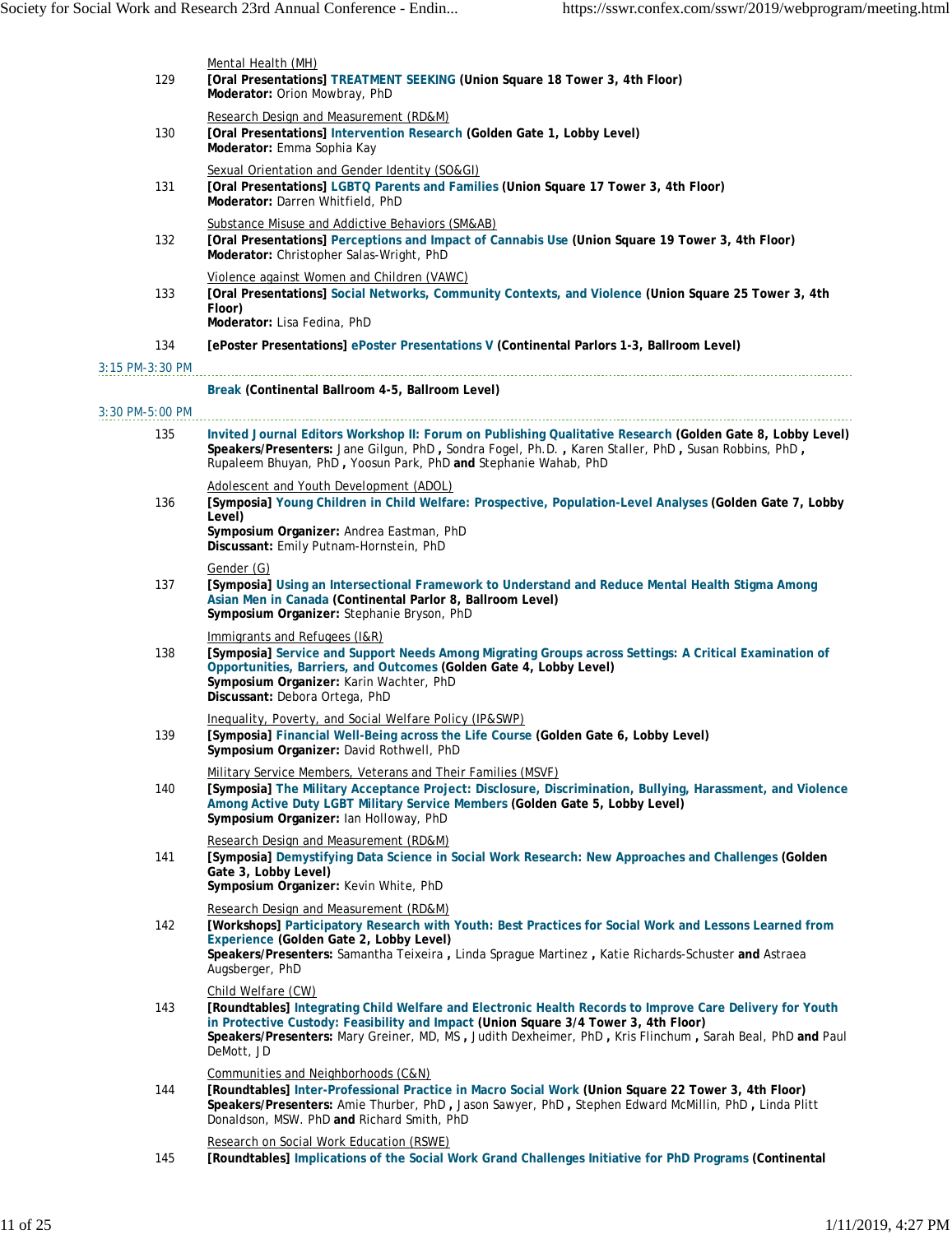Mental Health (MH)

129 **[Oral Presentations] TREATMENT SEEKING (Union Square 18 Tower 3, 4th Floor)**
**Moderator:** Orion Mowbray, PhD

Research Design and Measurement (RD&M)

130 **[Oral Presentations] Intervention Research (Golden Gate 1, Lobby Level)**
**Moderator:** Emma Sophia Kay

Sexual Orientation and Gender Identity (SO&GI)

131 **[Oral Presentations] LGBTQ Parents and Families (Union Square 17 Tower 3, 4th Floor)**
**Moderator:** Darren Whitfield, PhD

Substance Misuse and Addictive Behaviors (SM&AB)

132 **[Oral Presentations] Perceptions and Impact of Cannabis Use (Union Square 19 Tower 3, 4th Floor)**
**Moderator:** Christopher Salas-Wright, PhD

Violence against Women and Children (VAWC)

133 **[Oral Presentations] Social Networks, Community Contexts, and Violence (Union Square 25 Tower 3, 4th Floor)**
**Moderator:** Lisa Fedina, PhD

134 **[ePoster Presentations] ePoster Presentations V (Continental Parlors 1-3, Ballroom Level)**

3:15 PM-3:30 PM

**Break (Continental Ballroom 4-5, Ballroom Level)**

3:30 PM-5:00 PM

135 **Invited Journal Editors Workshop II: Forum on Publishing Qualitative Research (Golden Gate 8, Lobby Level)**
**Speakers/Presenters:** Jane Gilgun, PhD **,** Sondra Fogel, Ph.D. **,** Karen Staller, PhD **,** Susan Robbins, PhD **,** Rupaleem Bhuyan, PhD **,** Yoosun Park, PhD **and** Stephanie Wahab, PhD

Adolescent and Youth Development (ADOL)

136 **[Symposia] Young Children in Child Welfare: Prospective, Population-Level Analyses (Golden Gate 7, Lobby Level)**
**Symposium Organizer:** Andrea Eastman, PhD
**Discussant:** Emily Putnam-Hornstein, PhD

Gender (G)

137 **[Symposia] Using an Intersectional Framework to Understand and Reduce Mental Health Stigma Among Asian Men in Canada (Continental Parlor 8, Ballroom Level)**
**Symposium Organizer:** Stephanie Bryson, PhD

Immigrants and Refugees (I&R)

138 **[Symposia] Service and Support Needs Among Migrating Groups across Settings: A Critical Examination of Opportunities, Barriers, and Outcomes (Golden Gate 4, Lobby Level)**
**Symposium Organizer:** Karin Wachter, PhD
**Discussant:** Debora Ortega, PhD

Inequality, Poverty, and Social Welfare Policy (IP&SWP)

139 **[Symposia] Financial Well-Being across the Life Course (Golden Gate 6, Lobby Level)**
**Symposium Organizer:** David Rothwell, PhD

Military Service Members, Veterans and Their Families (MSVF)

140 **[Symposia] The Military Acceptance Project: Disclosure, Discrimination, Bullying, Harassment, and Violence Among Active Duty LGBT Military Service Members (Golden Gate 5, Lobby Level)**
**Symposium Organizer:** Ian Holloway, PhD

Research Design and Measurement (RD&M)

141 **[Symposia] Demystifying Data Science in Social Work Research: New Approaches and Challenges (Golden Gate 3, Lobby Level)**
**Symposium Organizer:** Kevin White, PhD

Research Design and Measurement (RD&M)

142 **[Workshops] Participatory Research with Youth: Best Practices for Social Work and Lessons Learned from Experience (Golden Gate 2, Lobby Level)**
**Speakers/Presenters:** Samantha Teixeira **,** Linda Sprague Martinez **,** Katie Richards-Schuster **and** Astraea Augsberger, PhD

Child Welfare (CW)

143 **[Roundtables] Integrating Child Welfare and Electronic Health Records to Improve Care Delivery for Youth in Protective Custody: Feasibility and Impact (Union Square 3/4 Tower 3, 4th Floor)**
**Speakers/Presenters:** Mary Greiner, MD, MS **,** Judith Dexheimer, PhD **,** Kris Flinchum **,** Sarah Beal, PhD **and** Paul DeMott, JD

Communities and Neighborhoods (C&N)

144 **[Roundtables] Inter-Professional Practice in Macro Social Work (Union Square 22 Tower 3, 4th Floor)**
**Speakers/Presenters:** Amie Thurber, PhD **,** Jason Sawyer, PhD **,** Stephen Edward McMillin, PhD **,** Linda Plitt Donaldson, MSW. PhD **and** Richard Smith, PhD

Research on Social Work Education (RSWE)

145 **[Roundtables] Implications of the Social Work Grand Challenges Initiative for PhD Programs (Continental**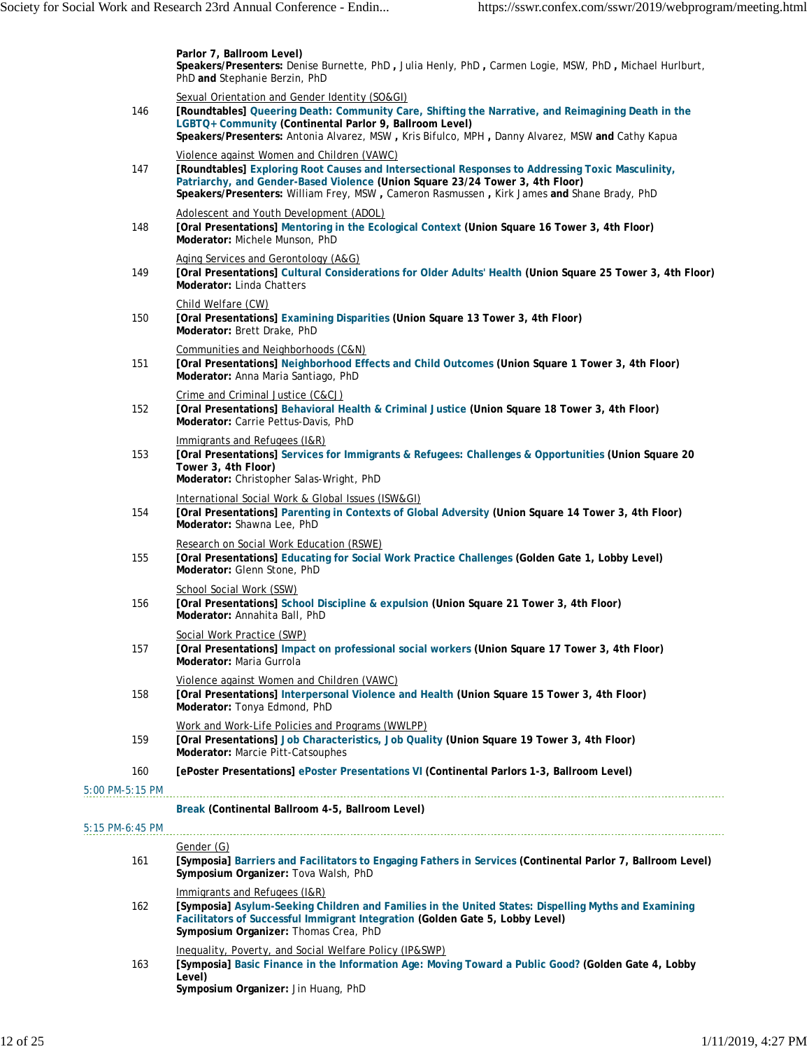**Parlor 7, Ballroom Level)**
**Speakers/Presenters:** Denise Burnette, PhD **,** Julia Henly, PhD **,** Carmen Logie, MSW, PhD **,** Michael Hurlburt, PhD **and** Stephanie Berzin, PhD

Sexual Orientation and Gender Identity (SO&GI)

146 **[Roundtables] Queering Death: Community Care, Shifting the Narrative, and Reimagining Death in the LGBTQ+ Community (Continental Parlor 9, Ballroom Level)**
**Speakers/Presenters:** Antonia Alvarez, MSW **,** Kris Bifulco, MPH **,** Danny Alvarez, MSW **and** Cathy Kapua

Violence against Women and Children (VAWC)

147 **[Roundtables] Exploring Root Causes and Intersectional Responses to Addressing Toxic Masculinity, Patriarchy, and Gender-Based Violence (Union Square 23/24 Tower 3, 4th Floor)**
**Speakers/Presenters:** William Frey, MSW **,** Cameron Rasmussen **,** Kirk James **and** Shane Brady, PhD

Adolescent and Youth Development (ADOL)

148 **[Oral Presentations] Mentoring in the Ecological Context (Union Square 16 Tower 3, 4th Floor)**
**Moderator:** Michele Munson, PhD

Aging Services and Gerontology (A&G)

149 **[Oral Presentations] Cultural Considerations for Older Adults' Health (Union Square 25 Tower 3, 4th Floor)**
**Moderator:** Linda Chatters

Child Welfare (CW)

150 **[Oral Presentations] Examining Disparities (Union Square 13 Tower 3, 4th Floor)**
**Moderator:** Brett Drake, PhD

Communities and Neighborhoods (C&N)

151 **[Oral Presentations] Neighborhood Effects and Child Outcomes (Union Square 1 Tower 3, 4th Floor)**
**Moderator:** Anna Maria Santiago, PhD

Crime and Criminal Justice (C&CJ)

152 **[Oral Presentations] Behavioral Health & Criminal Justice (Union Square 18 Tower 3, 4th Floor)**
**Moderator:** Carrie Pettus-Davis, PhD

Immigrants and Refugees (I&R)

153 **[Oral Presentations] Services for Immigrants & Refugees: Challenges & Opportunities (Union Square 20 Tower 3, 4th Floor)**
**Moderator:** Christopher Salas-Wright, PhD

International Social Work & Global Issues (ISW&GI)

154 **[Oral Presentations] Parenting in Contexts of Global Adversity (Union Square 14 Tower 3, 4th Floor)**
**Moderator:** Shawna Lee, PhD

Research on Social Work Education (RSWE)

155 **[Oral Presentations] Educating for Social Work Practice Challenges (Golden Gate 1, Lobby Level)**
**Moderator:** Glenn Stone, PhD

School Social Work (SSW)

156 **[Oral Presentations] School Discipline & expulsion (Union Square 21 Tower 3, 4th Floor)**
**Moderator:** Annahita Ball, PhD

Social Work Practice (SWP)

157 **[Oral Presentations] Impact on professional social workers (Union Square 17 Tower 3, 4th Floor)**
**Moderator:** Maria Gurrola

Violence against Women and Children (VAWC)

158 **[Oral Presentations] Interpersonal Violence and Health (Union Square 15 Tower 3, 4th Floor)**
**Moderator:** Tonya Edmond, PhD

Work and Work-Life Policies and Programs (WWLPP)

159 **[Oral Presentations] Job Characteristics, Job Quality (Union Square 19 Tower 3, 4th Floor)**
**Moderator:** Marcie Pitt-Catsouphes

160 **[ePoster Presentations] ePoster Presentations VI (Continental Parlors 1-3, Ballroom Level)**

5:00 PM-5:15 PM

**Break (Continental Ballroom 4-5, Ballroom Level)**

5:15 PM-6:45 PM

Gender (G)

161 **[Symposia] Barriers and Facilitators to Engaging Fathers in Services (Continental Parlor 7, Ballroom Level)**
**Symposium Organizer:** Tova Walsh, PhD

Immigrants and Refugees (I&R)

162 **[Symposia] Asylum-Seeking Children and Families in the United States: Dispelling Myths and Examining Facilitators of Successful Immigrant Integration (Golden Gate 5, Lobby Level)**
**Symposium Organizer:** Thomas Crea, PhD

Inequality, Poverty, and Social Welfare Policy (IP&SWP)

163 **[Symposia] Basic Finance in the Information Age: Moving Toward a Public Good? (Golden Gate 4, Lobby Level)**
**Symposium Organizer:** Jin Huang, PhD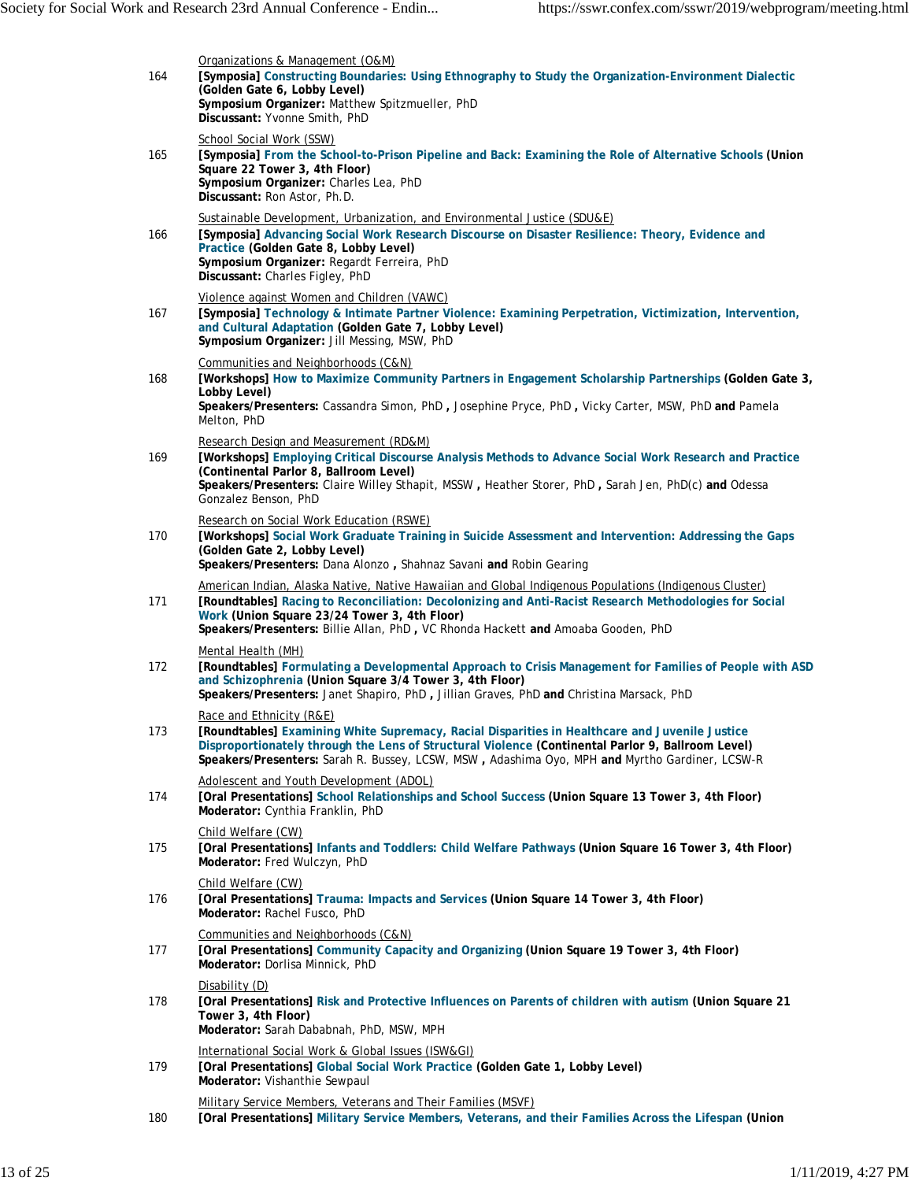164 — Organizations & Management (O&M)

**[Symposia] Constructing Boundaries: Using Ethnography to Study the Organization-Environment Dialectic (Golden Gate 6, Lobby Level)**
**Symposium Organizer:** Matthew Spitzmueller, PhD
**Discussant:** Yvonne Smith, PhD

165 — School Social Work (SSW)

**[Symposia] From the School-to-Prison Pipeline and Back: Examining the Role of Alternative Schools (Union Square 22 Tower 3, 4th Floor)**
**Symposium Organizer:** Charles Lea, PhD
**Discussant:** Ron Astor, Ph.D.

166 — Sustainable Development, Urbanization, and Environmental Justice (SDU&E)

**[Symposia] Advancing Social Work Research Discourse on Disaster Resilience: Theory, Evidence and Practice (Golden Gate 8, Lobby Level)**
**Symposium Organizer:** Regardt Ferreira, PhD
**Discussant:** Charles Figley, PhD

167 — Violence against Women and Children (VAWC)

**[Symposia] Technology & Intimate Partner Violence: Examining Perpetration, Victimization, Intervention, and Cultural Adaptation (Golden Gate 7, Lobby Level)**
**Symposium Organizer:** Jill Messing, MSW, PhD

168 — Communities and Neighborhoods (C&N)

**[Workshops] How to Maximize Community Partners in Engagement Scholarship Partnerships (Golden Gate 3, Lobby Level)**
**Speakers/Presenters:** Cassandra Simon, PhD **,** Josephine Pryce, PhD **,** Vicky Carter, MSW, PhD **and** Pamela Melton, PhD

169 — Research Design and Measurement (RD&M)

**[Workshops] Employing Critical Discourse Analysis Methods to Advance Social Work Research and Practice (Continental Parlor 8, Ballroom Level)**
**Speakers/Presenters:** Claire Willey Sthapit, MSSW **,** Heather Storer, PhD **,** Sarah Jen, PhD(c) **and** Odessa Gonzalez Benson, PhD

170 — Research on Social Work Education (RSWE)

**[Workshops] Social Work Graduate Training in Suicide Assessment and Intervention: Addressing the Gaps (Golden Gate 2, Lobby Level)**
**Speakers/Presenters:** Dana Alonzo **,** Shahnaz Savani **and** Robin Gearing

171 — American Indian, Alaska Native, Native Hawaiian and Global Indigenous Populations (Indigenous Cluster)

**[Roundtables] Racing to Reconciliation: Decolonizing and Anti-Racist Research Methodologies for Social Work (Union Square 23/24 Tower 3, 4th Floor)**
**Speakers/Presenters:** Billie Allan, PhD **,** VC Rhonda Hackett **and** Amoaba Gooden, PhD

172 — Mental Health (MH)

**[Roundtables] Formulating a Developmental Approach to Crisis Management for Families of People with ASD and Schizophrenia (Union Square 3/4 Tower 3, 4th Floor)**
**Speakers/Presenters:** Janet Shapiro, PhD **,** Jillian Graves, PhD **and** Christina Marsack, PhD

173 — Race and Ethnicity (R&E)

**[Roundtables] Examining White Supremacy, Racial Disparities in Healthcare and Juvenile Justice Disproportionately through the Lens of Structural Violence (Continental Parlor 9, Ballroom Level)**
**Speakers/Presenters:** Sarah R. Bussey, LCSW, MSW **,** Adashima Oyo, MPH **and** Myrtho Gardiner, LCSW-R

174 — Adolescent and Youth Development (ADOL)

**[Oral Presentations] School Relationships and School Success (Union Square 13 Tower 3, 4th Floor)**
**Moderator:** Cynthia Franklin, PhD

175 — Child Welfare (CW)

**[Oral Presentations] Infants and Toddlers: Child Welfare Pathways (Union Square 16 Tower 3, 4th Floor)**
**Moderator:** Fred Wulczyn, PhD

176 — Child Welfare (CW)

**[Oral Presentations] Trauma: Impacts and Services (Union Square 14 Tower 3, 4th Floor)**
**Moderator:** Rachel Fusco, PhD

177 — Communities and Neighborhoods (C&N)

**[Oral Presentations] Community Capacity and Organizing (Union Square 19 Tower 3, 4th Floor)**
**Moderator:** Dorlisa Minnick, PhD

178 — Disability (D)

**[Oral Presentations] Risk and Protective Influences on Parents of children with autism (Union Square 21 Tower 3, 4th Floor)**
**Moderator:** Sarah Dababnah, PhD, MSW, MPH

179 — International Social Work & Global Issues (ISW&GI)

**[Oral Presentations] Global Social Work Practice (Golden Gate 1, Lobby Level)**
**Moderator:** Vishanthie Sewpaul

180 — Military Service Members, Veterans and Their Families (MSVF)

**[Oral Presentations] Military Service Members, Veterans, and their Families Across the Lifespan (Union**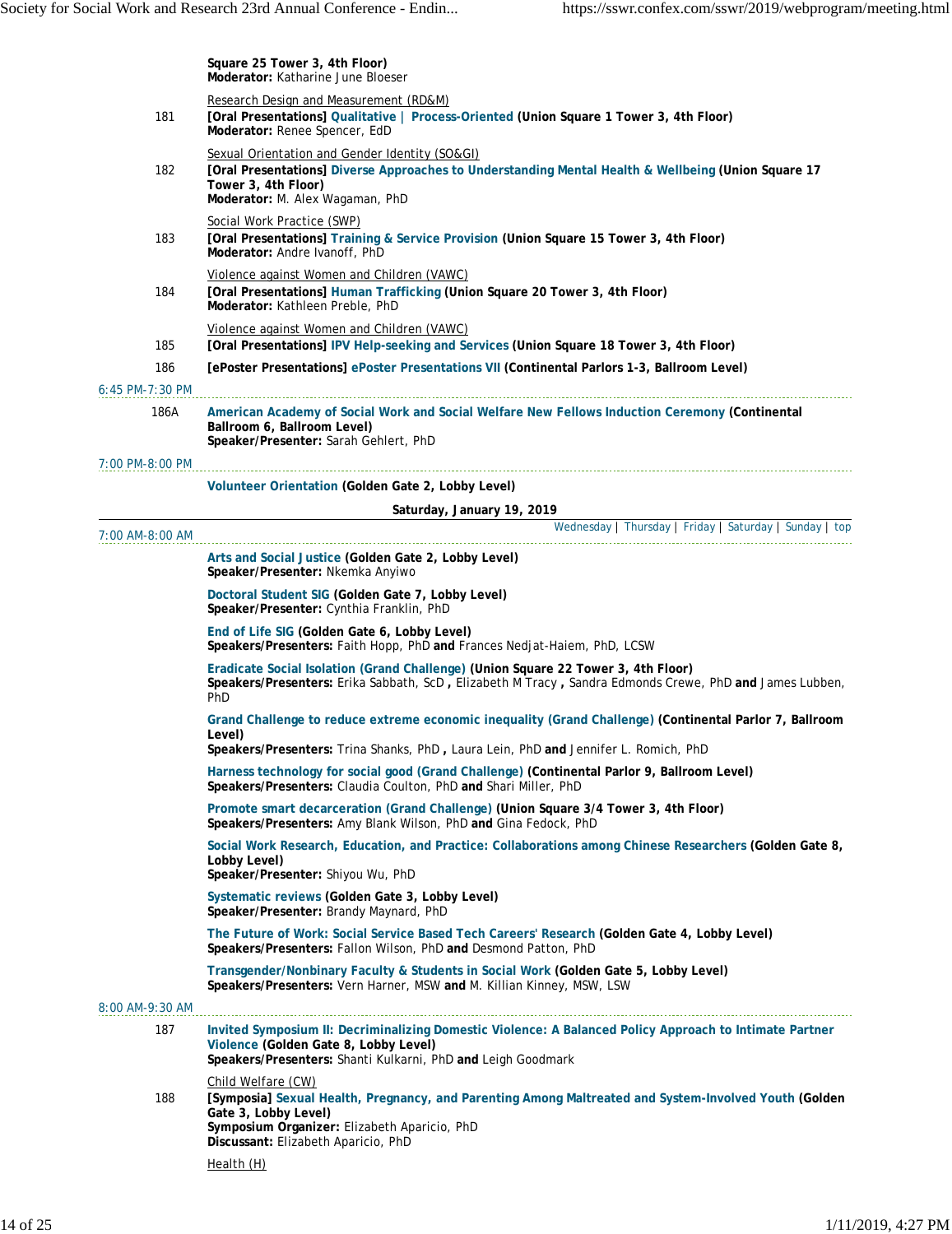Square 25 Tower 3, 4th Floor)
**Moderator:** Katharine June Bloeser

Research Design and Measurement (RD&M)

181 **[Oral Presentations] Qualitative | Process-Oriented (Union Square 1 Tower 3, 4th Floor)**
**Moderator:** Renee Spencer, EdD

Sexual Orientation and Gender Identity (SO&GI)

182 **[Oral Presentations] Diverse Approaches to Understanding Mental Health & Wellbeing (Union Square 17 Tower 3, 4th Floor)**
**Moderator:** M. Alex Wagaman, PhD

Social Work Practice (SWP)

183 **[Oral Presentations] Training & Service Provision (Union Square 15 Tower 3, 4th Floor)**
**Moderator:** Andre Ivanoff, PhD

Violence against Women and Children (VAWC)

184 **[Oral Presentations] Human Trafficking (Union Square 20 Tower 3, 4th Floor)**
**Moderator:** Kathleen Preble, PhD

Violence against Women and Children (VAWC)

185 **[Oral Presentations] IPV Help-seeking and Services (Union Square 18 Tower 3, 4th Floor)**

186 **[ePoster Presentations] ePoster Presentations VII (Continental Parlors 1-3, Ballroom Level)**

6:45 PM-7:30 PM

186A **American Academy of Social Work and Social Welfare New Fellows Induction Ceremony (Continental Ballroom 6, Ballroom Level)**
**Speaker/Presenter:** Sarah Gehlert, PhD

7:00 PM-8:00 PM

**Volunteer Orientation (Golden Gate 2, Lobby Level)**

## Saturday, January 19, 2019

Wednesday | Thursday | Friday | Saturday | Sunday | top

7:00 AM-8:00 AM

**Arts and Social Justice (Golden Gate 2, Lobby Level)**
**Speaker/Presenter:** Nkemka Anyiwo

**Doctoral Student SIG (Golden Gate 7, Lobby Level)**
**Speaker/Presenter:** Cynthia Franklin, PhD

**End of Life SIG (Golden Gate 6, Lobby Level)**
**Speakers/Presenters:** Faith Hopp, PhD **and** Frances Nedjat-Haiem, PhD, LCSW

**Eradicate Social Isolation (Grand Challenge) (Union Square 22 Tower 3, 4th Floor)**
**Speakers/Presenters:** Erika Sabbath, ScD **,** Elizabeth M Tracy **,** Sandra Edmonds Crewe, PhD **and** James Lubben, PhD

**Grand Challenge to reduce extreme economic inequality (Grand Challenge) (Continental Parlor 7, Ballroom Level)**
**Speakers/Presenters:** Trina Shanks, PhD **,** Laura Lein, PhD **and** Jennifer L. Romich, PhD

**Harness technology for social good (Grand Challenge) (Continental Parlor 9, Ballroom Level)**
**Speakers/Presenters:** Claudia Coulton, PhD **and** Shari Miller, PhD

**Promote smart decarceration (Grand Challenge) (Union Square 3/4 Tower 3, 4th Floor)**
**Speakers/Presenters:** Amy Blank Wilson, PhD **and** Gina Fedock, PhD

**Social Work Research, Education, and Practice: Collaborations among Chinese Researchers (Golden Gate 8, Lobby Level)**
**Speaker/Presenter:** Shiyou Wu, PhD

**Systematic reviews (Golden Gate 3, Lobby Level)**
**Speaker/Presenter:** Brandy Maynard, PhD

**The Future of Work: Social Service Based Tech Careers' Research (Golden Gate 4, Lobby Level)**
**Speakers/Presenters:** Fallon Wilson, PhD **and** Desmond Patton, PhD

**Transgender/Nonbinary Faculty & Students in Social Work (Golden Gate 5, Lobby Level)**
**Speakers/Presenters:** Vern Harner, MSW **and** M. Killian Kinney, MSW, LSW

8:00 AM-9:30 AM

187 **Invited Symposium II: Decriminalizing Domestic Violence: A Balanced Policy Approach to Intimate Partner Violence (Golden Gate 8, Lobby Level)**
**Speakers/Presenters:** Shanti Kulkarni, PhD **and** Leigh Goodmark

Child Welfare (CW)

188 **[Symposia] Sexual Health, Pregnancy, and Parenting Among Maltreated and System-Involved Youth (Golden Gate 3, Lobby Level)**
**Symposium Organizer:** Elizabeth Aparicio, PhD
**Discussant:** Elizabeth Aparicio, PhD

Health (H)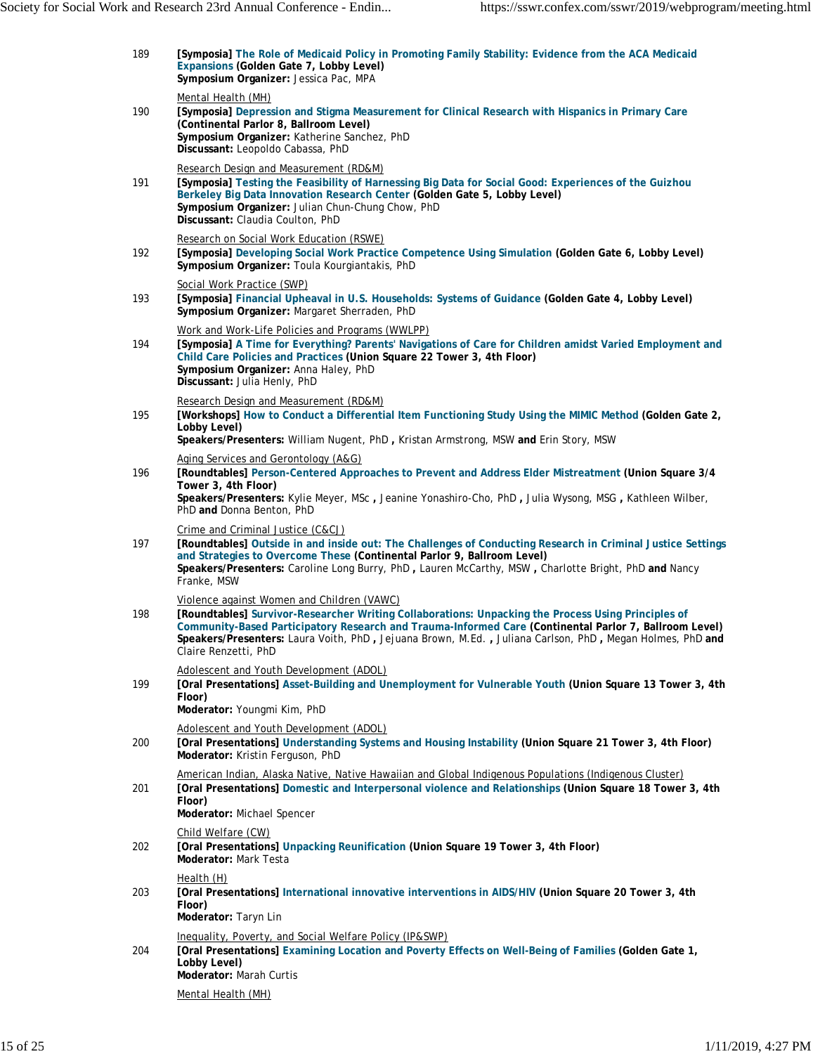189 **[Symposia] The Role of Medicaid Policy in Promoting Family Stability: Evidence from the ACA Medicaid Expansions (Golden Gate 7, Lobby Level)**
**Symposium Organizer:** Jessica Pac, MPA

Mental Health (MH)

190 **[Symposia] Depression and Stigma Measurement for Clinical Research with Hispanics in Primary Care (Continental Parlor 8, Ballroom Level)**
**Symposium Organizer:** Katherine Sanchez, PhD
**Discussant:** Leopoldo Cabassa, PhD

Research Design and Measurement (RD&M)

191 **[Symposia] Testing the Feasibility of Harnessing Big Data for Social Good: Experiences of the Guizhou Berkeley Big Data Innovation Research Center (Golden Gate 5, Lobby Level)**
**Symposium Organizer:** Julian Chun-Chung Chow, PhD
**Discussant:** Claudia Coulton, PhD

Research on Social Work Education (RSWE)

192 **[Symposia] Developing Social Work Practice Competence Using Simulation (Golden Gate 6, Lobby Level)**
**Symposium Organizer:** Toula Kourgiantakis, PhD

Social Work Practice (SWP)

193 **[Symposia] Financial Upheaval in U.S. Households: Systems of Guidance (Golden Gate 4, Lobby Level)**
**Symposium Organizer:** Margaret Sherraden, PhD

Work and Work-Life Policies and Programs (WWLPP)

194 **[Symposia] A Time for Everything? Parents' Navigations of Care for Children amidst Varied Employment and Child Care Policies and Practices (Union Square 22 Tower 3, 4th Floor)**
**Symposium Organizer:** Anna Haley, PhD
**Discussant:** Julia Henly, PhD

Research Design and Measurement (RD&M)

195 **[Workshops] How to Conduct a Differential Item Functioning Study Using the MIMIC Method (Golden Gate 2, Lobby Level)**
**Speakers/Presenters:** William Nugent, PhD **,** Kristan Armstrong, MSW **and** Erin Story, MSW

Aging Services and Gerontology (A&G)

196 **[Roundtables] Person-Centered Approaches to Prevent and Address Elder Mistreatment (Union Square 3/4 Tower 3, 4th Floor)**
**Speakers/Presenters:** Kylie Meyer, MSc **,** Jeanine Yonashiro-Cho, PhD **,** Julia Wysong, MSG **,** Kathleen Wilber, PhD **and** Donna Benton, PhD

Crime and Criminal Justice (C&CJ)

197 **[Roundtables] Outside in and inside out: The Challenges of Conducting Research in Criminal Justice Settings and Strategies to Overcome These (Continental Parlor 9, Ballroom Level)**
**Speakers/Presenters:** Caroline Long Burry, PhD **,** Lauren McCarthy, MSW **,** Charlotte Bright, PhD **and** Nancy Franke, MSW

Violence against Women and Children (VAWC)

198 **[Roundtables] Survivor-Researcher Writing Collaborations: Unpacking the Process Using Principles of Community-Based Participatory Research and Trauma-Informed Care (Continental Parlor 7, Ballroom Level)**
**Speakers/Presenters:** Laura Voith, PhD **,** Jejuana Brown, M.Ed. **,** Juliana Carlson, PhD **,** Megan Holmes, PhD **and** Claire Renzetti, PhD

Adolescent and Youth Development (ADOL)

199 **[Oral Presentations] Asset-Building and Unemployment for Vulnerable Youth (Union Square 13 Tower 3, 4th Floor)**
**Moderator:** Youngmi Kim, PhD

Adolescent and Youth Development (ADOL)

200 **[Oral Presentations] Understanding Systems and Housing Instability (Union Square 21 Tower 3, 4th Floor)**
**Moderator:** Kristin Ferguson, PhD

American Indian, Alaska Native, Native Hawaiian and Global Indigenous Populations (Indigenous Cluster)

201 **[Oral Presentations] Domestic and Interpersonal violence and Relationships (Union Square 18 Tower 3, 4th Floor)**
**Moderator:** Michael Spencer

Child Welfare (CW)

202 **[Oral Presentations] Unpacking Reunification (Union Square 19 Tower 3, 4th Floor)**
**Moderator:** Mark Testa

Health (H)

203 **[Oral Presentations] International innovative interventions in AIDS/HIV (Union Square 20 Tower 3, 4th Floor)**
**Moderator:** Taryn Lin

Inequality, Poverty, and Social Welfare Policy (IP&SWP)

204 **[Oral Presentations] Examining Location and Poverty Effects on Well-Being of Families (Golden Gate 1, Lobby Level)**
**Moderator:** Marah Curtis

Mental Health (MH)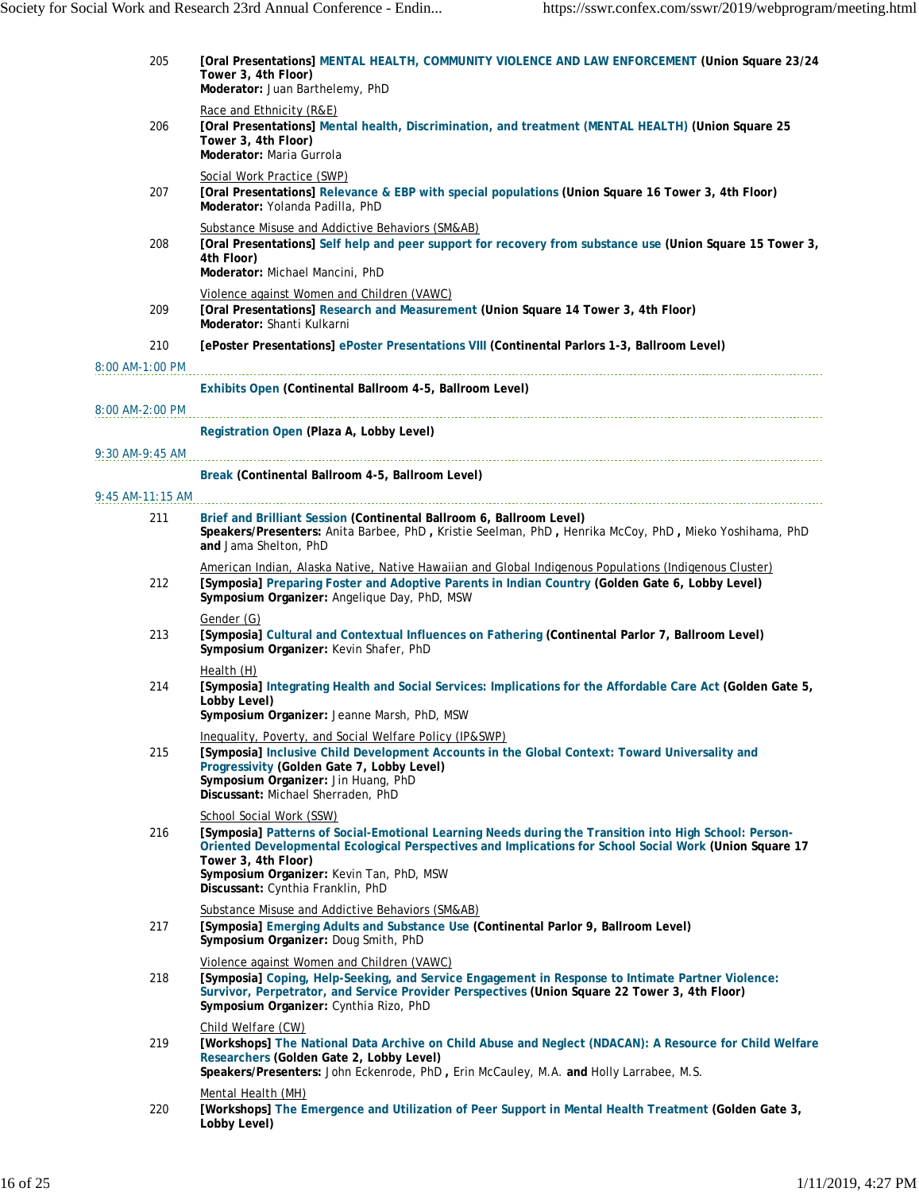205 **[Oral Presentations] MENTAL HEALTH, COMMUNITY VIOLENCE AND LAW ENFORCEMENT (Union Square 23/24 Tower 3, 4th Floor)**
**Moderator:** Juan Barthelemy, PhD

Race and Ethnicity (R&E)

206 **[Oral Presentations] Mental health, Discrimination, and treatment (MENTAL HEALTH) (Union Square 25 Tower 3, 4th Floor)**
**Moderator:** Maria Gurrola

Social Work Practice (SWP)

207 **[Oral Presentations] Relevance & EBP with special populations (Union Square 16 Tower 3, 4th Floor)**
**Moderator:** Yolanda Padilla, PhD

Substance Misuse and Addictive Behaviors (SM&AB)

208 **[Oral Presentations] Self help and peer support for recovery from substance use (Union Square 15 Tower 3, 4th Floor)**
**Moderator:** Michael Mancini, PhD

Violence against Women and Children (VAWC)

209 **[Oral Presentations] Research and Measurement (Union Square 14 Tower 3, 4th Floor)**
**Moderator:** Shanti Kulkarni

210 **[ePoster Presentations] ePoster Presentations VIII (Continental Parlors 1-3, Ballroom Level)**

8:00 AM-1:00 PM

**Exhibits Open (Continental Ballroom 4-5, Ballroom Level)**

8:00 AM-2:00 PM

**Registration Open (Plaza A, Lobby Level)**

9:30 AM-9:45 AM

**Break (Continental Ballroom 4-5, Ballroom Level)**

9:45 AM-11:15 AM

211 **Brief and Brilliant Session (Continental Ballroom 6, Ballroom Level)**
**Speakers/Presenters:** Anita Barbee, PhD **,** Kristie Seelman, PhD **,** Henrika McCoy, PhD **,** Mieko Yoshihama, PhD **and** Jama Shelton, PhD

American Indian, Alaska Native, Native Hawaiian and Global Indigenous Populations (Indigenous Cluster)

212 **[Symposia] Preparing Foster and Adoptive Parents in Indian Country (Golden Gate 6, Lobby Level)**
**Symposium Organizer:** Angelique Day, PhD, MSW

Gender (G)

213 **[Symposia] Cultural and Contextual Influences on Fathering (Continental Parlor 7, Ballroom Level)**
**Symposium Organizer:** Kevin Shafer, PhD

Health (H)

214 **[Symposia] Integrating Health and Social Services: Implications for the Affordable Care Act (Golden Gate 5, Lobby Level)**
**Symposium Organizer:** Jeanne Marsh, PhD, MSW

Inequality, Poverty, and Social Welfare Policy (IP&SWP)

215 **[Symposia] Inclusive Child Development Accounts in the Global Context: Toward Universality and Progressivity (Golden Gate 7, Lobby Level)**
**Symposium Organizer:** Jin Huang, PhD
**Discussant:** Michael Sherraden, PhD

School Social Work (SSW)

216 **[Symposia] Patterns of Social-Emotional Learning Needs during the Transition into High School: Person-Oriented Developmental Ecological Perspectives and Implications for School Social Work (Union Square 17 Tower 3, 4th Floor)**
**Symposium Organizer:** Kevin Tan, PhD, MSW
**Discussant:** Cynthia Franklin, PhD

Substance Misuse and Addictive Behaviors (SM&AB)

217 **[Symposia] Emerging Adults and Substance Use (Continental Parlor 9, Ballroom Level)**
**Symposium Organizer:** Doug Smith, PhD

Violence against Women and Children (VAWC)

218 **[Symposia] Coping, Help-Seeking, and Service Engagement in Response to Intimate Partner Violence: Survivor, Perpetrator, and Service Provider Perspectives (Union Square 22 Tower 3, 4th Floor)**
**Symposium Organizer:** Cynthia Rizo, PhD

Child Welfare (CW)

219 **[Workshops] The National Data Archive on Child Abuse and Neglect (NDACAN): A Resource for Child Welfare Researchers (Golden Gate 2, Lobby Level)**
**Speakers/Presenters:** John Eckenrode, PhD **,** Erin McCauley, M.A. **and** Holly Larrabee, M.S.

Mental Health (MH)

220 **[Workshops] The Emergence and Utilization of Peer Support in Mental Health Treatment (Golden Gate 3, Lobby Level)**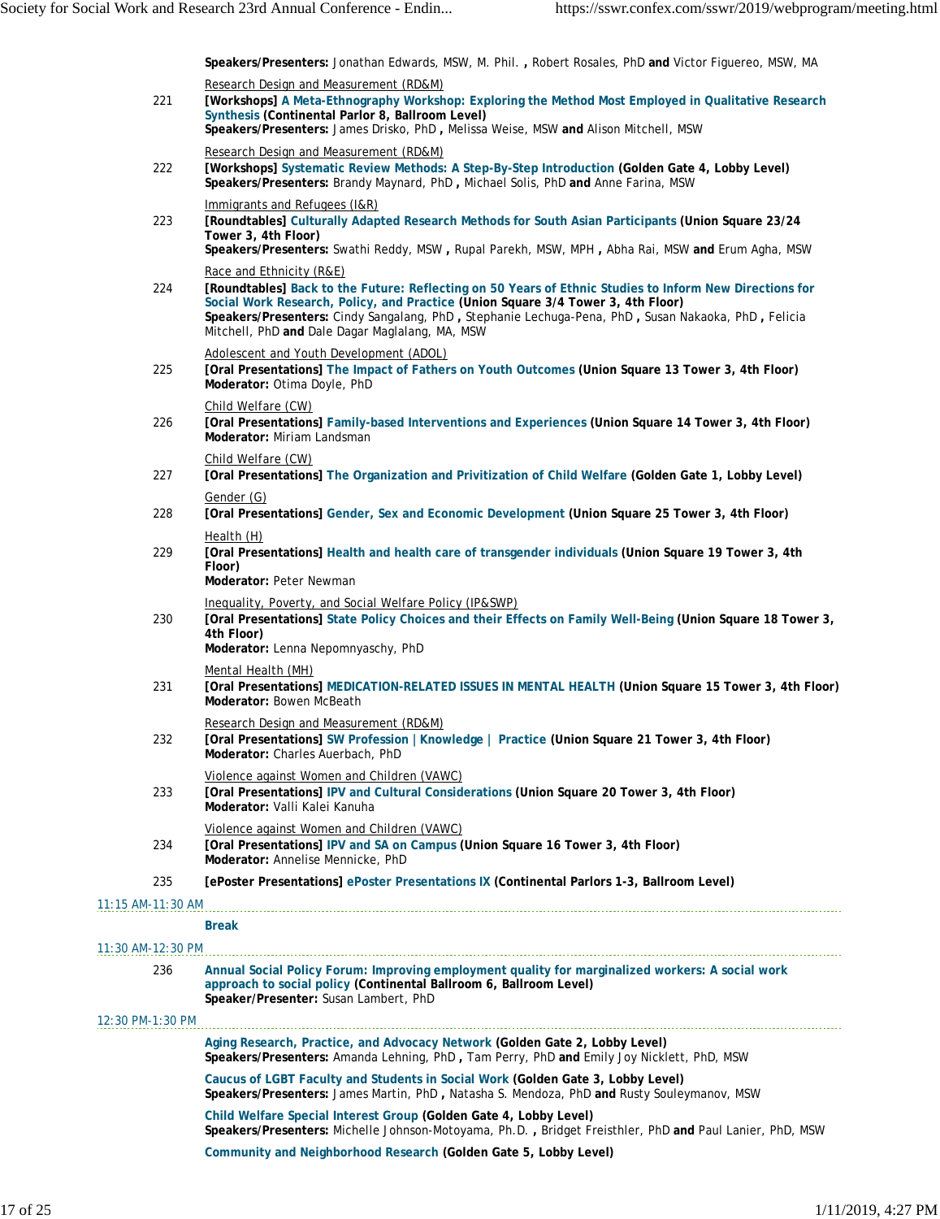**Speakers/Presenters:** Jonathan Edwards, MSW, M. Phil. **,** Robert Rosales, PhD **and** Victor Figuereo, MSW, MA

Research Design and Measurement (RD&M)

221 **[Workshops] A Meta-Ethnography Workshop: Exploring the Method Most Employed in Qualitative Research Synthesis (Continental Parlor 8, Ballroom Level)**
**Speakers/Presenters:** James Drisko, PhD **,** Melissa Weise, MSW **and** Alison Mitchell, MSW

Research Design and Measurement (RD&M)

222 **[Workshops] Systematic Review Methods: A Step-By-Step Introduction (Golden Gate 4, Lobby Level)**
**Speakers/Presenters:** Brandy Maynard, PhD **,** Michael Solis, PhD **and** Anne Farina, MSW

Immigrants and Refugees (I&R)

223 **[Roundtables] Culturally Adapted Research Methods for South Asian Participants (Union Square 23/24 Tower 3, 4th Floor)**
**Speakers/Presenters:** Swathi Reddy, MSW **,** Rupal Parekh, MSW, MPH **,** Abha Rai, MSW **and** Erum Agha, MSW

Race and Ethnicity (R&E)

224 **[Roundtables] Back to the Future: Reflecting on 50 Years of Ethnic Studies to Inform New Directions for Social Work Research, Policy, and Practice (Union Square 3/4 Tower 3, 4th Floor)**
**Speakers/Presenters:** Cindy Sangalang, PhD **,** Stephanie Lechuga-Pena, PhD **,** Susan Nakaoka, PhD **,** Felicia Mitchell, PhD **and** Dale Dagar Maglalang, MA, MSW

Adolescent and Youth Development (ADOL)

225 **[Oral Presentations] The Impact of Fathers on Youth Outcomes (Union Square 13 Tower 3, 4th Floor)**
**Moderator:** Otima Doyle, PhD

Child Welfare (CW)

226 **[Oral Presentations] Family-based Interventions and Experiences (Union Square 14 Tower 3, 4th Floor)**
**Moderator:** Miriam Landsman

Child Welfare (CW)

227 **[Oral Presentations] The Organization and Privitization of Child Welfare (Golden Gate 1, Lobby Level)**

Gender (G)

228 **[Oral Presentations] Gender, Sex and Economic Development (Union Square 25 Tower 3, 4th Floor)**

Health (H)

229 **[Oral Presentations] Health and health care of transgender individuals (Union Square 19 Tower 3, 4th Floor)**
**Moderator:** Peter Newman

Inequality, Poverty, and Social Welfare Policy (IP&SWP)

230 **[Oral Presentations] State Policy Choices and their Effects on Family Well-Being (Union Square 18 Tower 3, 4th Floor)**
**Moderator:** Lenna Nepomnyaschy, PhD

Mental Health (MH)

231 **[Oral Presentations] MEDICATION-RELATED ISSUES IN MENTAL HEALTH (Union Square 15 Tower 3, 4th Floor)**
**Moderator:** Bowen McBeath

Research Design and Measurement (RD&M)

232 **[Oral Presentations] SW Profession | Knowledge | Practice (Union Square 21 Tower 3, 4th Floor)**
**Moderator:** Charles Auerbach, PhD

Violence against Women and Children (VAWC)

233 **[Oral Presentations] IPV and Cultural Considerations (Union Square 20 Tower 3, 4th Floor)**
**Moderator:** Valli Kalei Kanuha

Violence against Women and Children (VAWC)

234 **[Oral Presentations] IPV and SA on Campus (Union Square 16 Tower 3, 4th Floor)**
**Moderator:** Annelise Mennicke, PhD

235 **[ePoster Presentations] ePoster Presentations IX (Continental Parlors 1-3, Ballroom Level)**

11:15 AM-11:30 AM

**Break**

11:30 AM-12:30 PM

236 **Annual Social Policy Forum: Improving employment quality for marginalized workers: A social work approach to social policy (Continental Ballroom 6, Ballroom Level)**
**Speaker/Presenter:** Susan Lambert, PhD

12:30 PM-1:30 PM

**Aging Research, Practice, and Advocacy Network (Golden Gate 2, Lobby Level)**
**Speakers/Presenters:** Amanda Lehning, PhD **,** Tam Perry, PhD **and** Emily Joy Nicklett, PhD, MSW

**Caucus of LGBT Faculty and Students in Social Work (Golden Gate 3, Lobby Level)**
**Speakers/Presenters:** James Martin, PhD **,** Natasha S. Mendoza, PhD **and** Rusty Souleymanov, MSW

**Child Welfare Special Interest Group (Golden Gate 4, Lobby Level)**
**Speakers/Presenters:** Michelle Johnson-Motoyama, Ph.D. **,** Bridget Freisthler, PhD **and** Paul Lanier, PhD, MSW

**Community and Neighborhood Research (Golden Gate 5, Lobby Level)**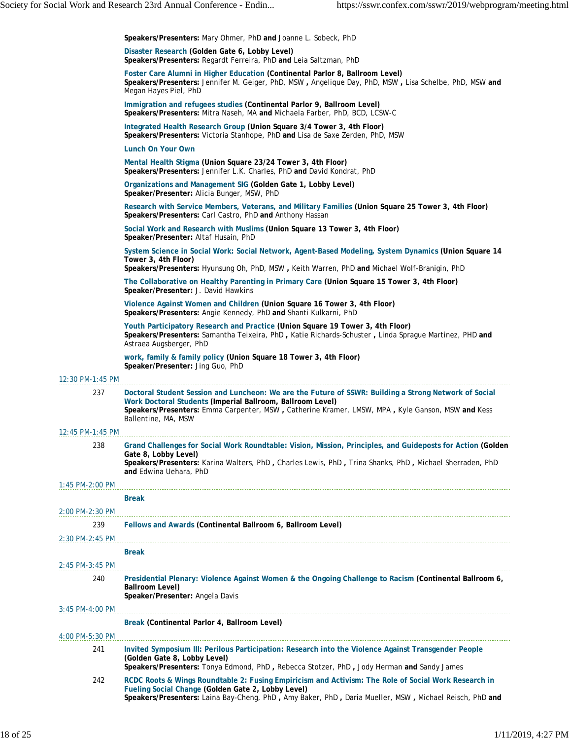**Speakers/Presenters:** Mary Ohmer, PhD **and** Joanne L. Sobeck, PhD

Disaster Research **(Golden Gate 6, Lobby Level)**
**Speakers/Presenters:** Regardt Ferreira, PhD **and** Leia Saltzman, PhD

Foster Care Alumni in Higher Education **(Continental Parlor 8, Ballroom Level)**
**Speakers/Presenters:** Jennifer M. Geiger, PhD, MSW **,** Angelique Day, PhD, MSW **,** Lisa Schelbe, PhD, MSW **and** Megan Hayes Piel, PhD

Immigration and refugees studies **(Continental Parlor 9, Ballroom Level)**
**Speakers/Presenters:** Mitra Naseh, MA **and** Michaela Farber, PhD, BCD, LCSW-C

Integrated Health Research Group **(Union Square 3/4 Tower 3, 4th Floor)**
**Speakers/Presenters:** Victoria Stanhope, PhD **and** Lisa de Saxe Zerden, PhD, MSW

Lunch On Your Own

Mental Health Stigma **(Union Square 23/24 Tower 3, 4th Floor)**
**Speakers/Presenters:** Jennifer L.K. Charles, PhD **and** David Kondrat, PhD

Organizations and Management SIG **(Golden Gate 1, Lobby Level)**
**Speaker/Presenter:** Alicia Bunger, MSW, PhD

Research with Service Members, Veterans, and Military Families **(Union Square 25 Tower 3, 4th Floor)**
**Speakers/Presenters:** Carl Castro, PhD **and** Anthony Hassan

Social Work and Research with Muslims **(Union Square 13 Tower 3, 4th Floor)**
**Speaker/Presenter:** Altaf Husain, PhD

System Science in Social Work: Social Network, Agent-Based Modeling, System Dynamics **(Union Square 14 Tower 3, 4th Floor)**
**Speakers/Presenters:** Hyunsung Oh, PhD, MSW **,** Keith Warren, PhD **and** Michael Wolf-Branigin, PhD

The Collaborative on Healthy Parenting in Primary Care **(Union Square 15 Tower 3, 4th Floor)**
**Speaker/Presenter:** J. David Hawkins

Violence Against Women and Children **(Union Square 16 Tower 3, 4th Floor)**
**Speakers/Presenters:** Angie Kennedy, PhD **and** Shanti Kulkarni, PhD

Youth Participatory Research and Practice **(Union Square 19 Tower 3, 4th Floor)**
**Speakers/Presenters:** Samantha Teixeira, PhD **,** Katie Richards-Schuster **,** Linda Sprague Martinez, PHD **and** Astraea Augsberger, PhD

work, family & family policy **(Union Square 18 Tower 3, 4th Floor)**
**Speaker/Presenter:** Jing Guo, PhD

12:30 PM-1:45 PM

237 Doctoral Student Session and Luncheon: We are the Future of SSWR: Building a Strong Network of Social Work Doctoral Students **(Imperial Ballroom, Ballroom Level)**
**Speakers/Presenters:** Emma Carpenter, MSW **,** Catherine Kramer, LMSW, MPA **,** Kyle Ganson, MSW **and** Kess Ballentine, MA, MSW

12:45 PM-1:45 PM

238 Grand Challenges for Social Work Roundtable: Vision, Mission, Principles, and Guideposts for Action **(Golden Gate 8, Lobby Level)**
**Speakers/Presenters:** Karina Walters, PhD **,** Charles Lewis, PhD **,** Trina Shanks, PhD **,** Michael Sherraden, PhD **and** Edwina Uehara, PhD

1:45 PM-2:00 PM

Break

2:00 PM-2:30 PM

239 Fellows and Awards **(Continental Ballroom 6, Ballroom Level)**

2:30 PM-2:45 PM

Break

2:45 PM-3:45 PM

240 Presidential Plenary: Violence Against Women & the Ongoing Challenge to Racism **(Continental Ballroom 6, Ballroom Level)**
**Speaker/Presenter:** Angela Davis

3:45 PM-4:00 PM

Break **(Continental Parlor 4, Ballroom Level)**

4:00 PM-5:30 PM

241 Invited Symposium III: Perilous Participation: Research into the Violence Against Transgender People **(Golden Gate 8, Lobby Level)**
**Speakers/Presenters:** Tonya Edmond, PhD **,** Rebecca Stotzer, PhD **,** Jody Herman **and** Sandy James

242 RCDC Roots & Wings Roundtable 2: Fusing Empiricism and Activism: The Role of Social Work Research in Fueling Social Change **(Golden Gate 2, Lobby Level)**
**Speakers/Presenters:** Laina Bay-Cheng, PhD **,** Amy Baker, PhD **,** Daria Mueller, MSW **,** Michael Reisch, PhD **and**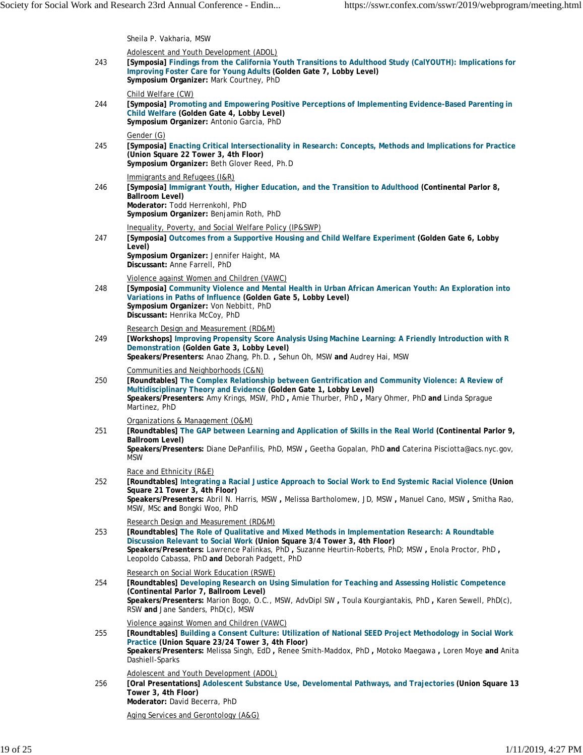Sheila P. Vakharia, MSW

Adolescent and Youth Development (ADOL)

243 **[Symposia] Findings from the California Youth Transitions to Adulthood Study (CalYOUTH): Implications for Improving Foster Care for Young Adults (Golden Gate 7, Lobby Level)**
**Symposium Organizer:** Mark Courtney, PhD

Child Welfare (CW)

244 **[Symposia] Promoting and Empowering Positive Perceptions of Implementing Evidence-Based Parenting in Child Welfare (Golden Gate 4, Lobby Level)**
**Symposium Organizer:** Antonio Garcia, PhD

Gender (G)

245 **[Symposia] Enacting Critical Intersectionality in Research: Concepts, Methods and Implications for Practice (Union Square 22 Tower 3, 4th Floor)**
**Symposium Organizer:** Beth Glover Reed, Ph.D

Immigrants and Refugees (I&R)

246 **[Symposia] Immigrant Youth, Higher Education, and the Transition to Adulthood (Continental Parlor 8, Ballroom Level)**
**Moderator:** Todd Herrenkohl, PhD
**Symposium Organizer:** Benjamin Roth, PhD

Inequality, Poverty, and Social Welfare Policy (IP&SWP)

247 **[Symposia] Outcomes from a Supportive Housing and Child Welfare Experiment (Golden Gate 6, Lobby Level)**
**Symposium Organizer:** Jennifer Haight, MA
**Discussant:** Anne Farrell, PhD

Violence against Women and Children (VAWC)

248 **[Symposia] Community Violence and Mental Health in Urban African American Youth: An Exploration into Variations in Paths of Influence (Golden Gate 5, Lobby Level)**
**Symposium Organizer:** Von Nebbitt, PhD
**Discussant:** Henrika McCoy, PhD

Research Design and Measurement (RD&M)

249 **[Workshops] Improving Propensity Score Analysis Using Machine Learning: A Friendly Introduction with R Demonstration (Golden Gate 3, Lobby Level)**
**Speakers/Presenters:** Anao Zhang, Ph.D. **,** Sehun Oh, MSW **and** Audrey Hai, MSW

Communities and Neighborhoods (C&N)

250 **[Roundtables] The Complex Relationship between Gentrification and Community Violence: A Review of Multidisciplinary Theory and Evidence (Golden Gate 1, Lobby Level)**
**Speakers/Presenters:** Amy Krings, MSW, PhD **,** Amie Thurber, PhD **,** Mary Ohmer, PhD **and** Linda Sprague Martinez, PhD

Organizations & Management (O&M)

251 **[Roundtables] The GAP between Learning and Application of Skills in the Real World (Continental Parlor 9, Ballroom Level)**
**Speakers/Presenters:** Diane DePanfilis, PhD, MSW **,** Geetha Gopalan, PhD **and** Caterina Pisciotta@acs.nyc.gov, MSW

Race and Ethnicity (R&E)

252 **[Roundtables] Integrating a Racial Justice Approach to Social Work to End Systemic Racial Violence (Union Square 21 Tower 3, 4th Floor)**
**Speakers/Presenters:** Abril N. Harris, MSW **,** Melissa Bartholomew, JD, MSW **,** Manuel Cano, MSW **,** Smitha Rao, MSW, MSc **and** Bongki Woo, PhD

Research Design and Measurement (RD&M)

253 **[Roundtables] The Role of Qualitative and Mixed Methods in Implementation Research: A Roundtable Discussion Relevant to Social Work (Union Square 3/4 Tower 3, 4th Floor)**
**Speakers/Presenters:** Lawrence Palinkas, PhD **,** Suzanne Heurtin-Roberts, PhD; MSW **,** Enola Proctor, PhD **,** Leopoldo Cabassa, PhD **and** Deborah Padgett, PhD

Research on Social Work Education (RSWE)

254 **[Roundtables] Developing Research on Using Simulation for Teaching and Assessing Holistic Competence (Continental Parlor 7, Ballroom Level)**
**Speakers/Presenters:** Marion Bogo, O.C., MSW, AdvDipl SW **,** Toula Kourgiantakis, PhD **,** Karen Sewell, PhD(c), RSW **and** Jane Sanders, PhD(c), MSW

Violence against Women and Children (VAWC)

255 **[Roundtables] Building a Consent Culture: Utilization of National SEED Project Methodology in Social Work Practice (Union Square 23/24 Tower 3, 4th Floor)**
**Speakers/Presenters:** Melissa Singh, EdD **,** Renee Smith-Maddox, PhD **,** Motoko Maegawa **,** Loren Moye **and** Anita Dashiell-Sparks

Adolescent and Youth Development (ADOL)

256 **[Oral Presentations] Adolescent Substance Use, Develomental Pathways, and Trajectories (Union Square 13 Tower 3, 4th Floor)**
**Moderator:** David Becerra, PhD

Aging Services and Gerontology (A&G)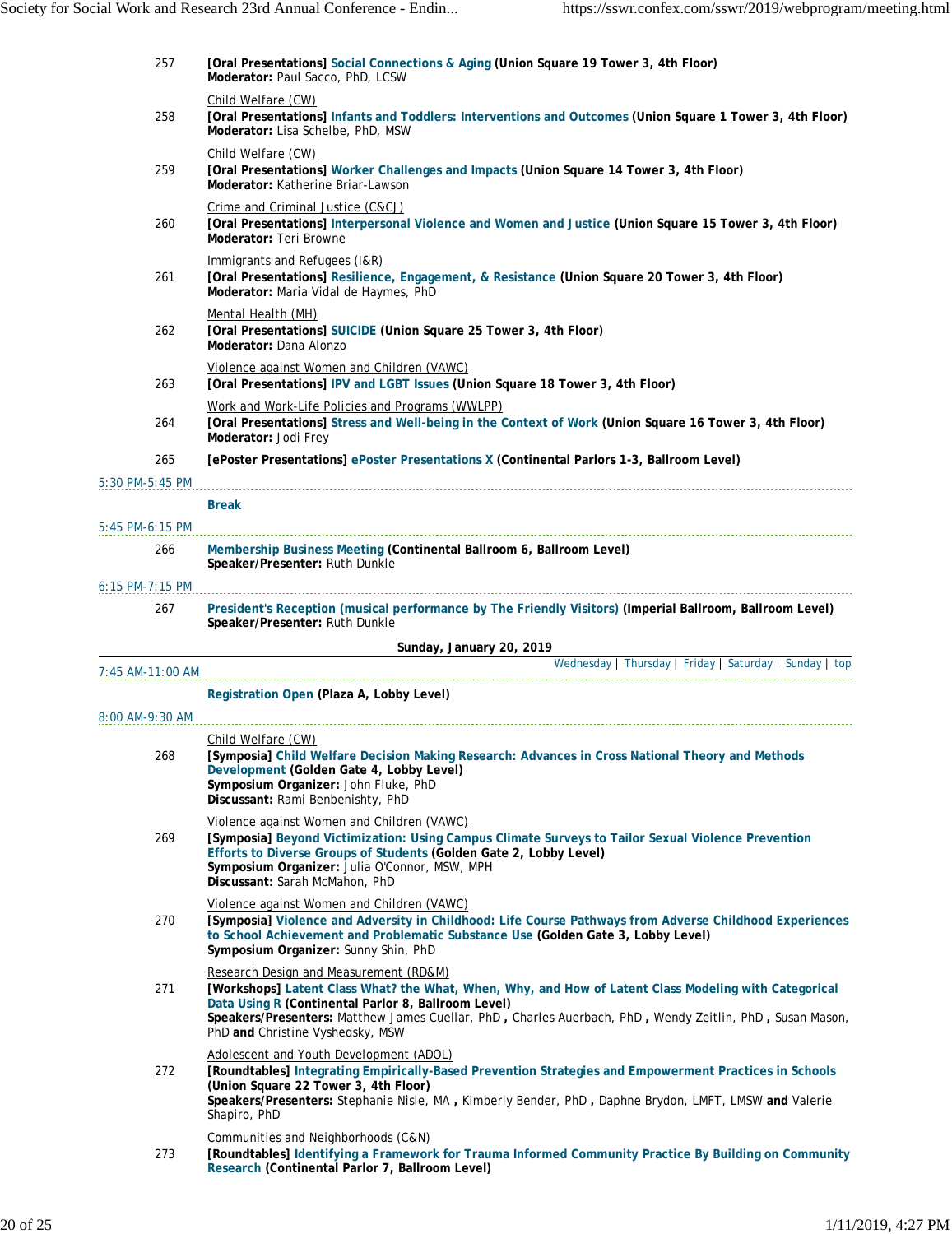257 **[Oral Presentations] Social Connections & Aging (Union Square 19 Tower 3, 4th Floor)**
**Moderator:** Paul Sacco, PhD, LCSW

Child Welfare (CW)
258 **[Oral Presentations] Infants and Toddlers: Interventions and Outcomes (Union Square 1 Tower 3, 4th Floor)**
**Moderator:** Lisa Schelbe, PhD, MSW

Child Welfare (CW)
259 **[Oral Presentations] Worker Challenges and Impacts (Union Square 14 Tower 3, 4th Floor)**
**Moderator:** Katherine Briar-Lawson

Crime and Criminal Justice (C&CJ)
260 **[Oral Presentations] Interpersonal Violence and Women and Justice (Union Square 15 Tower 3, 4th Floor)**
**Moderator:** Teri Browne

Immigrants and Refugees (I&R)
261 **[Oral Presentations] Resilience, Engagement, & Resistance (Union Square 20 Tower 3, 4th Floor)**
**Moderator:** Maria Vidal de Haymes, PhD

Mental Health (MH)
262 **[Oral Presentations] SUICIDE (Union Square 25 Tower 3, 4th Floor)**
**Moderator:** Dana Alonzo

Violence against Women and Children (VAWC)
263 **[Oral Presentations] IPV and LGBT Issues (Union Square 18 Tower 3, 4th Floor)**

Work and Work-Life Policies and Programs (WWLPP)
264 **[Oral Presentations] Stress and Well-being in the Context of Work (Union Square 16 Tower 3, 4th Floor)**
**Moderator:** Jodi Frey

265 **[ePoster Presentations] ePoster Presentations X (Continental Parlors 1-3, Ballroom Level)**

5:30 PM-5:45 PM

**Break**

5:45 PM-6:15 PM

266 **Membership Business Meeting (Continental Ballroom 6, Ballroom Level)**
**Speaker/Presenter:** Ruth Dunkle

6:15 PM-7:15 PM

267 **President's Reception (musical performance by The Friendly Visitors) (Imperial Ballroom, Ballroom Level)**
**Speaker/Presenter:** Ruth Dunkle

## Sunday, January 20, 2019

Wednesday | Thursday | Friday | Saturday | Sunday | top

7:45 AM-11:00 AM

**Registration Open (Plaza A, Lobby Level)**

8:00 AM-9:30 AM

Child Welfare (CW)
268 **[Symposia] Child Welfare Decision Making Research: Advances in Cross National Theory and Methods Development (Golden Gate 4, Lobby Level)**
**Symposium Organizer:** John Fluke, PhD
**Discussant:** Rami Benbenishty, PhD

Violence against Women and Children (VAWC)
269 **[Symposia] Beyond Victimization: Using Campus Climate Surveys to Tailor Sexual Violence Prevention Efforts to Diverse Groups of Students (Golden Gate 2, Lobby Level)**
**Symposium Organizer:** Julia O'Connor, MSW, MPH
**Discussant:** Sarah McMahon, PhD

Violence against Women and Children (VAWC)
270 **[Symposia] Violence and Adversity in Childhood: Life Course Pathways from Adverse Childhood Experiences to School Achievement and Problematic Substance Use (Golden Gate 3, Lobby Level)**
**Symposium Organizer:** Sunny Shin, PhD

Research Design and Measurement (RD&M)
271 **[Workshops] Latent Class What? the What, When, Why, and How of Latent Class Modeling with Categorical Data Using R (Continental Parlor 8, Ballroom Level)**
**Speakers/Presenters:** Matthew James Cuellar, PhD **,** Charles Auerbach, PhD **,** Wendy Zeitlin, PhD **,** Susan Mason, PhD **and** Christine Vyshedsky, MSW

Adolescent and Youth Development (ADOL)
272 **[Roundtables] Integrating Empirically-Based Prevention Strategies and Empowerment Practices in Schools (Union Square 22 Tower 3, 4th Floor)**
**Speakers/Presenters:** Stephanie Nisle, MA **,** Kimberly Bender, PhD **,** Daphne Brydon, LMFT, LMSW **and** Valerie Shapiro, PhD

Communities and Neighborhoods (C&N)
273 **[Roundtables] Identifying a Framework for Trauma Informed Community Practice By Building on Community Research (Continental Parlor 7, Ballroom Level)**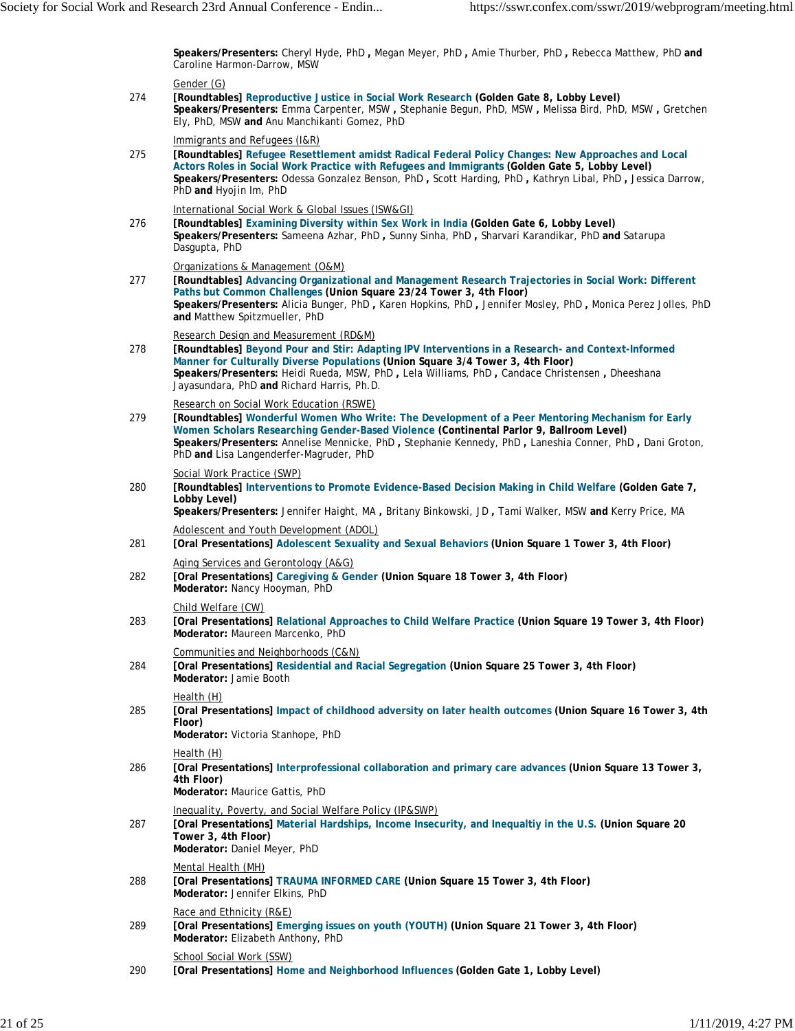**Speakers/Presenters:** Cheryl Hyde, PhD **,** Megan Meyer, PhD **,** Amie Thurber, PhD **,** Rebecca Matthew, PhD **and** Caroline Harmon-Darrow, MSW

Gender (G)

274 **[Roundtables] Reproductive Justice in Social Work Research (Golden Gate 8, Lobby Level)**
**Speakers/Presenters:** Emma Carpenter, MSW **,** Stephanie Begun, PhD, MSW **,** Melissa Bird, PhD, MSW **,** Gretchen Ely, PhD, MSW **and** Anu Manchikanti Gomez, PhD

Immigrants and Refugees (I&R)

275 **[Roundtables] Refugee Resettlement amidst Radical Federal Policy Changes: New Approaches and Local Actors Roles in Social Work Practice with Refugees and Immigrants (Golden Gate 5, Lobby Level)**
**Speakers/Presenters:** Odessa Gonzalez Benson, PhD **,** Scott Harding, PhD **,** Kathryn Libal, PhD **,** Jessica Darrow, PhD **and** Hyojin Im, PhD

International Social Work & Global Issues (ISW&GI)

276 **[Roundtables] Examining Diversity within Sex Work in India (Golden Gate 6, Lobby Level)**
**Speakers/Presenters:** Sameena Azhar, PhD **,** Sunny Sinha, PhD **,** Sharvari Karandikar, PhD **and** Satarupa Dasgupta, PhD

Organizations & Management (O&M)

277 **[Roundtables] Advancing Organizational and Management Research Trajectories in Social Work: Different Paths but Common Challenges (Union Square 23/24 Tower 3, 4th Floor)**
**Speakers/Presenters:** Alicia Bunger, PhD **,** Karen Hopkins, PhD **,** Jennifer Mosley, PhD **,** Monica Perez Jolles, PhD **and** Matthew Spitzmueller, PhD

Research Design and Measurement (RD&M)

278 **[Roundtables] Beyond Pour and Stir: Adapting IPV Interventions in a Research- and Context-Informed Manner for Culturally Diverse Populations (Union Square 3/4 Tower 3, 4th Floor)**
**Speakers/Presenters:** Heidi Rueda, MSW, PhD **,** Lela Williams, PhD **,** Candace Christensen **,** Dheeshana Jayasundara, PhD **and** Richard Harris, Ph.D.

Research on Social Work Education (RSWE)

279 **[Roundtables] Wonderful Women Who Write: The Development of a Peer Mentoring Mechanism for Early Women Scholars Researching Gender-Based Violence (Continental Parlor 9, Ballroom Level)**
**Speakers/Presenters:** Annelise Mennicke, PhD **,** Stephanie Kennedy, PhD **,** Laneshia Conner, PhD **,** Dani Groton, PhD **and** Lisa Langenderfer-Magruder, PhD

Social Work Practice (SWP)

280 **[Roundtables] Interventions to Promote Evidence-Based Decision Making in Child Welfare (Golden Gate 7, Lobby Level)**
**Speakers/Presenters:** Jennifer Haight, MA **,** Britany Binkowski, JD **,** Tami Walker, MSW **and** Kerry Price, MA

Adolescent and Youth Development (ADOL)

281 **[Oral Presentations] Adolescent Sexuality and Sexual Behaviors (Union Square 1 Tower 3, 4th Floor)**

Aging Services and Gerontology (A&G)

282 **[Oral Presentations] Caregiving & Gender (Union Square 18 Tower 3, 4th Floor)**
**Moderator:** Nancy Hooyman, PhD

Child Welfare (CW)

283 **[Oral Presentations] Relational Approaches to Child Welfare Practice (Union Square 19 Tower 3, 4th Floor)**
**Moderator:** Maureen Marcenko, PhD

Communities and Neighborhoods (C&N)

284 **[Oral Presentations] Residential and Racial Segregation (Union Square 25 Tower 3, 4th Floor)**
**Moderator:** Jamie Booth

Health (H)

285 **[Oral Presentations] Impact of childhood adversity on later health outcomes (Union Square 16 Tower 3, 4th Floor)**
**Moderator:** Victoria Stanhope, PhD

Health (H)

286 **[Oral Presentations] Interprofessional collaboration and primary care advances (Union Square 13 Tower 3, 4th Floor)**
**Moderator:** Maurice Gattis, PhD

Inequality, Poverty, and Social Welfare Policy (IP&SWP)

287 **[Oral Presentations] Material Hardships, Income Insecurity, and Inequaltiy in the U.S. (Union Square 20 Tower 3, 4th Floor)**
**Moderator:** Daniel Meyer, PhD

Mental Health (MH)

288 **[Oral Presentations] TRAUMA INFORMED CARE (Union Square 15 Tower 3, 4th Floor)**
**Moderator:** Jennifer Elkins, PhD

Race and Ethnicity (R&E)

289 **[Oral Presentations] Emerging issues on youth (YOUTH) (Union Square 21 Tower 3, 4th Floor)**
**Moderator:** Elizabeth Anthony, PhD

School Social Work (SSW)

290 **[Oral Presentations] Home and Neighborhood Influences (Golden Gate 1, Lobby Level)**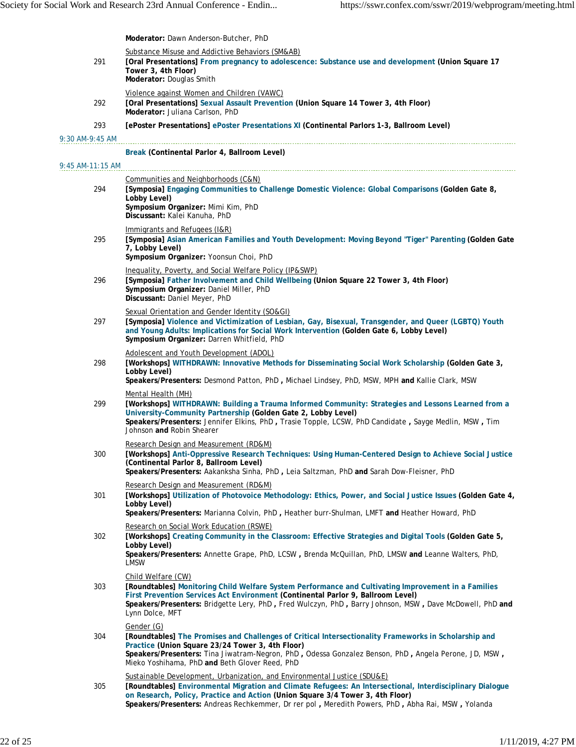**Moderator:** Dawn Anderson-Butcher, PhD

Substance Misuse and Addictive Behaviors (SM&AB)

291 **[Oral Presentations] From pregnancy to adolescence: Substance use and development (Union Square 17 Tower 3, 4th Floor)**
**Moderator:** Douglas Smith

Violence against Women and Children (VAWC)

292 **[Oral Presentations] Sexual Assault Prevention (Union Square 14 Tower 3, 4th Floor)**
**Moderator:** Juliana Carlson, PhD

293 **[ePoster Presentations] ePoster Presentations XI (Continental Parlors 1-3, Ballroom Level)**

9:30 AM-9:45 AM

**Break (Continental Parlor 4, Ballroom Level)**

9:45 AM-11:15 AM

Communities and Neighborhoods (C&N)

294 **[Symposia] Engaging Communities to Challenge Domestic Violence: Global Comparisons (Golden Gate 8, Lobby Level)**
**Symposium Organizer:** Mimi Kim, PhD
**Discussant:** Kalei Kanuha, PhD

Immigrants and Refugees (I&R)

295 **[Symposia] Asian American Families and Youth Development: Moving Beyond "Tiger" Parenting (Golden Gate 7, Lobby Level)**
**Symposium Organizer:** Yoonsun Choi, PhD

Inequality, Poverty, and Social Welfare Policy (IP&SWP)

296 **[Symposia] Father Involvement and Child Wellbeing (Union Square 22 Tower 3, 4th Floor)**
**Symposium Organizer:** Daniel Miller, PhD
**Discussant:** Daniel Meyer, PhD

Sexual Orientation and Gender Identity (SO&GI)

297 **[Symposia] Violence and Victimization of Lesbian, Gay, Bisexual, Transgender, and Queer (LGBTQ) Youth and Young Adults: Implications for Social Work Intervention (Golden Gate 6, Lobby Level)**
**Symposium Organizer:** Darren Whitfield, PhD

Adolescent and Youth Development (ADOL)

298 **[Workshops] WITHDRAWN: Innovative Methods for Disseminating Social Work Scholarship (Golden Gate 3, Lobby Level)**
**Speakers/Presenters:** Desmond Patton, PhD **,** Michael Lindsey, PhD, MSW, MPH **and** Kallie Clark, MSW

Mental Health (MH)

299 **[Workshops] WITHDRAWN: Building a Trauma Informed Community: Strategies and Lessons Learned from a University-Community Partnership (Golden Gate 2, Lobby Level)**
**Speakers/Presenters:** Jennifer Elkins, PhD **,** Trasie Topple, LCSW, PhD Candidate **,** Sayge Medlin, MSW **,** Tim Johnson **and** Robin Shearer

Research Design and Measurement (RD&M)

300 **[Workshops] Anti-Oppressive Research Techniques: Using Human-Centered Design to Achieve Social Justice (Continental Parlor 8, Ballroom Level)**
**Speakers/Presenters:** Aakanksha Sinha, PhD **,** Leia Saltzman, PhD **and** Sarah Dow-Fleisner, PhD

Research Design and Measurement (RD&M)

301 **[Workshops] Utilization of Photovoice Methodology: Ethics, Power, and Social Justice Issues (Golden Gate 4, Lobby Level)**
**Speakers/Presenters:** Marianna Colvin, PhD **,** Heather burr-Shulman, LMFT **and** Heather Howard, PhD

Research on Social Work Education (RSWE)

302 **[Workshops] Creating Community in the Classroom: Effective Strategies and Digital Tools (Golden Gate 5, Lobby Level)**
**Speakers/Presenters:** Annette Grape, PhD, LCSW **,** Brenda McQuillan, PhD, LMSW **and** Leanne Walters, PhD, LMSW

Child Welfare (CW)

303 **[Roundtables] Monitoring Child Welfare System Performance and Cultivating Improvement in a Families First Prevention Services Act Environment (Continental Parlor 9, Ballroom Level)**
**Speakers/Presenters:** Bridgette Lery, PhD **,** Fred Wulczyn, PhD **,** Barry Johnson, MSW **,** Dave McDowell, PhD **and** Lynn Dolce, MFT

Gender (G)

304 **[Roundtables] The Promises and Challenges of Critical Intersectionality Frameworks in Scholarship and Practice (Union Square 23/24 Tower 3, 4th Floor)**
**Speakers/Presenters:** Tina Jiwatram-Negron, PhD **,** Odessa Gonzalez Benson, PhD **,** Angela Perone, JD, MSW **,** Mieko Yoshihama, PhD **and** Beth Glover Reed, PhD

Sustainable Development, Urbanization, and Environmental Justice (SDU&E)

305 **[Roundtables] Environmental Migration and Climate Refugees: An Intersectional, Interdisciplinary Dialogue on Research, Policy, Practice and Action (Union Square 3/4 Tower 3, 4th Floor)**
**Speakers/Presenters:** Andreas Rechkemmer, Dr rer pol **,** Meredith Powers, PhD **,** Abha Rai, MSW **,** Yolanda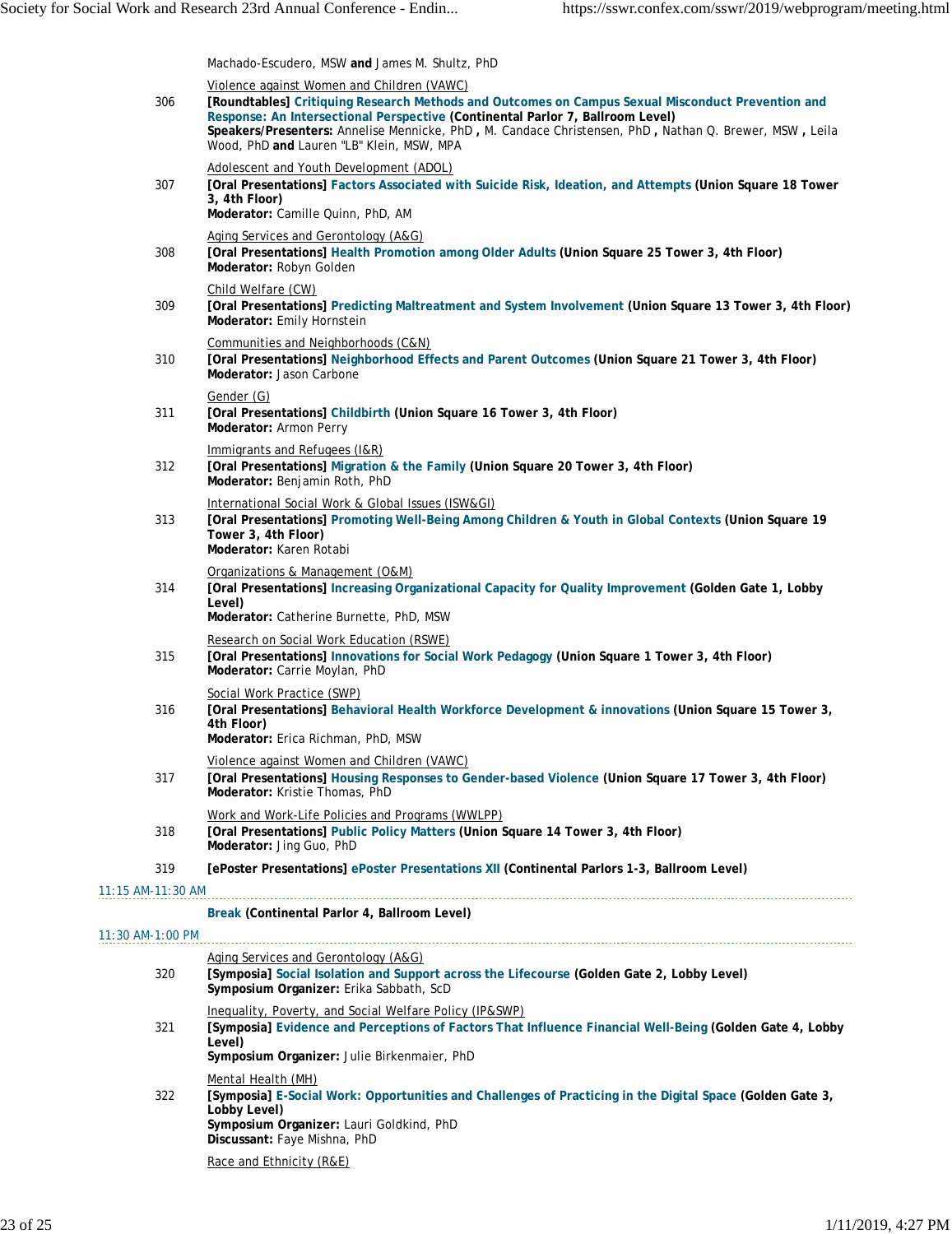Machado-Escudero, MSW **and** James M. Shultz, PhD

Violence against Women and Children (VAWC)

306 **[Roundtables] Critiquing Research Methods and Outcomes on Campus Sexual Misconduct Prevention and Response: An Intersectional Perspective (Continental Parlor 7, Ballroom Level)**
**Speakers/Presenters:** Annelise Mennicke, PhD **,** M. Candace Christensen, PhD **,** Nathan Q. Brewer, MSW **,** Leila Wood, PhD **and** Lauren "LB" Klein, MSW, MPA

Adolescent and Youth Development (ADOL)

307 **[Oral Presentations] Factors Associated with Suicide Risk, Ideation, and Attempts (Union Square 18 Tower 3, 4th Floor)**
**Moderator:** Camille Quinn, PhD, AM

Aging Services and Gerontology (A&G)

308 **[Oral Presentations] Health Promotion among Older Adults (Union Square 25 Tower 3, 4th Floor)**
**Moderator:** Robyn Golden

Child Welfare (CW)

309 **[Oral Presentations] Predicting Maltreatment and System Involvement (Union Square 13 Tower 3, 4th Floor)**
**Moderator:** Emily Hornstein

Communities and Neighborhoods (C&N)

310 **[Oral Presentations] Neighborhood Effects and Parent Outcomes (Union Square 21 Tower 3, 4th Floor)**
**Moderator:** Jason Carbone

Gender (G)

311 **[Oral Presentations] Childbirth (Union Square 16 Tower 3, 4th Floor)**
**Moderator:** Armon Perry

Immigrants and Refugees (I&R)

312 **[Oral Presentations] Migration & the Family (Union Square 20 Tower 3, 4th Floor)**
**Moderator:** Benjamin Roth, PhD

International Social Work & Global Issues (ISW&GI)

313 **[Oral Presentations] Promoting Well-Being Among Children & Youth in Global Contexts (Union Square 19 Tower 3, 4th Floor)**
**Moderator:** Karen Rotabi

Organizations & Management (O&M)

314 **[Oral Presentations] Increasing Organizational Capacity for Quality Improvement (Golden Gate 1, Lobby Level)**
**Moderator:** Catherine Burnette, PhD, MSW

Research on Social Work Education (RSWE)

315 **[Oral Presentations] Innovations for Social Work Pedagogy (Union Square 1 Tower 3, 4th Floor)**
**Moderator:** Carrie Moylan, PhD

Social Work Practice (SWP)

316 **[Oral Presentations] Behavioral Health Workforce Development & innovations (Union Square 15 Tower 3, 4th Floor)**
**Moderator:** Erica Richman, PhD, MSW

Violence against Women and Children (VAWC)

317 **[Oral Presentations] Housing Responses to Gender-based Violence (Union Square 17 Tower 3, 4th Floor)**
**Moderator:** Kristie Thomas, PhD

Work and Work-Life Policies and Programs (WWLPP)

318 **[Oral Presentations] Public Policy Matters (Union Square 14 Tower 3, 4th Floor)**
**Moderator:** Jing Guo, PhD

319 **[ePoster Presentations] ePoster Presentations XII (Continental Parlors 1-3, Ballroom Level)**

11:15 AM-11:30 AM

**Break (Continental Parlor 4, Ballroom Level)**

11:30 AM-1:00 PM

Aging Services and Gerontology (A&G)

320 **[Symposia] Social Isolation and Support across the Lifecourse (Golden Gate 2, Lobby Level)**
**Symposium Organizer:** Erika Sabbath, ScD

Inequality, Poverty, and Social Welfare Policy (IP&SWP)

321 **[Symposia] Evidence and Perceptions of Factors That Influence Financial Well-Being (Golden Gate 4, Lobby Level)**
**Symposium Organizer:** Julie Birkenmaier, PhD

Mental Health (MH)

322 **[Symposia] E-Social Work: Opportunities and Challenges of Practicing in the Digital Space (Golden Gate 3, Lobby Level)**
**Symposium Organizer:** Lauri Goldkind, PhD
**Discussant:** Faye Mishna, PhD

Race and Ethnicity (R&E)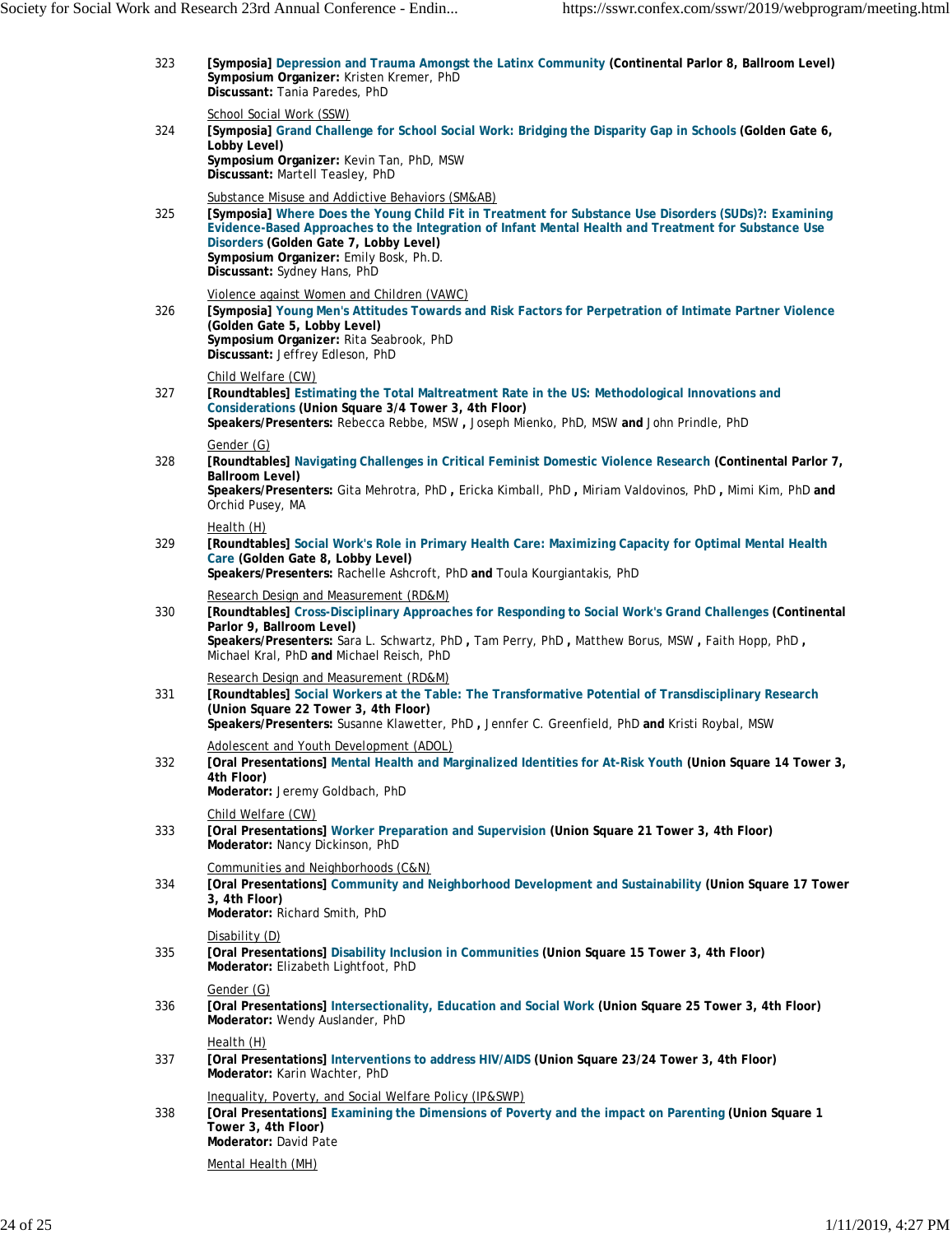323 **[Symposia] Depression and Trauma Amongst the Latinx Community (Continental Parlor 8, Ballroom Level)**
**Symposium Organizer:** Kristen Kremer, PhD
**Discussant:** Tania Paredes, PhD

School Social Work (SSW)

324 **[Symposia] Grand Challenge for School Social Work: Bridging the Disparity Gap in Schools (Golden Gate 6, Lobby Level)**
**Symposium Organizer:** Kevin Tan, PhD, MSW
**Discussant:** Martell Teasley, PhD

Substance Misuse and Addictive Behaviors (SM&AB)

325 **[Symposia] Where Does the Young Child Fit in Treatment for Substance Use Disorders (SUDs)?: Examining Evidence-Based Approaches to the Integration of Infant Mental Health and Treatment for Substance Use Disorders (Golden Gate 7, Lobby Level)**
**Symposium Organizer:** Emily Bosk, Ph.D.
**Discussant:** Sydney Hans, PhD

Violence against Women and Children (VAWC)

326 **[Symposia] Young Men's Attitudes Towards and Risk Factors for Perpetration of Intimate Partner Violence (Golden Gate 5, Lobby Level)**
**Symposium Organizer:** Rita Seabrook, PhD
**Discussant:** Jeffrey Edleson, PhD

Child Welfare (CW)

327 **[Roundtables] Estimating the Total Maltreatment Rate in the US: Methodological Innovations and Considerations (Union Square 3/4 Tower 3, 4th Floor)**
**Speakers/Presenters:** Rebecca Rebbe, MSW **,** Joseph Mienko, PhD, MSW **and** John Prindle, PhD

Gender (G)

328 **[Roundtables] Navigating Challenges in Critical Feminist Domestic Violence Research (Continental Parlor 7, Ballroom Level)**
**Speakers/Presenters:** Gita Mehrotra, PhD **,** Ericka Kimball, PhD **,** Miriam Valdovinos, PhD **,** Mimi Kim, PhD **and** Orchid Pusey, MA

Health (H)

329 **[Roundtables] Social Work's Role in Primary Health Care: Maximizing Capacity for Optimal Mental Health Care (Golden Gate 8, Lobby Level)**
**Speakers/Presenters:** Rachelle Ashcroft, PhD **and** Toula Kourgiantakis, PhD

Research Design and Measurement (RD&M)

330 **[Roundtables] Cross-Disciplinary Approaches for Responding to Social Work's Grand Challenges (Continental Parlor 9, Ballroom Level)**
**Speakers/Presenters:** Sara L. Schwartz, PhD **,** Tam Perry, PhD **,** Matthew Borus, MSW **,** Faith Hopp, PhD **,** Michael Kral, PhD **and** Michael Reisch, PhD

Research Design and Measurement (RD&M)

331 **[Roundtables] Social Workers at the Table: The Transformative Potential of Transdisciplinary Research (Union Square 22 Tower 3, 4th Floor)**
**Speakers/Presenters:** Susanne Klawetter, PhD **,** Jennfer C. Greenfield, PhD **and** Kristi Roybal, MSW

Adolescent and Youth Development (ADOL)

332 **[Oral Presentations] Mental Health and Marginalized Identities for At-Risk Youth (Union Square 14 Tower 3, 4th Floor)**
**Moderator:** Jeremy Goldbach, PhD

Child Welfare (CW)

333 **[Oral Presentations] Worker Preparation and Supervision (Union Square 21 Tower 3, 4th Floor)**
**Moderator:** Nancy Dickinson, PhD

Communities and Neighborhoods (C&N)

334 **[Oral Presentations] Community and Neighborhood Development and Sustainability (Union Square 17 Tower 3, 4th Floor)**
**Moderator:** Richard Smith, PhD

Disability (D)

335 **[Oral Presentations] Disability Inclusion in Communities (Union Square 15 Tower 3, 4th Floor)**
**Moderator:** Elizabeth Lightfoot, PhD

Gender (G)

336 **[Oral Presentations] Intersectionality, Education and Social Work (Union Square 25 Tower 3, 4th Floor)**
**Moderator:** Wendy Auslander, PhD

Health (H)

337 **[Oral Presentations] Interventions to address HIV/AIDS (Union Square 23/24 Tower 3, 4th Floor)**
**Moderator:** Karin Wachter, PhD

Inequality, Poverty, and Social Welfare Policy (IP&SWP)

338 **[Oral Presentations] Examining the Dimensions of Poverty and the impact on Parenting (Union Square 1 Tower 3, 4th Floor)**
**Moderator:** David Pate

Mental Health (MH)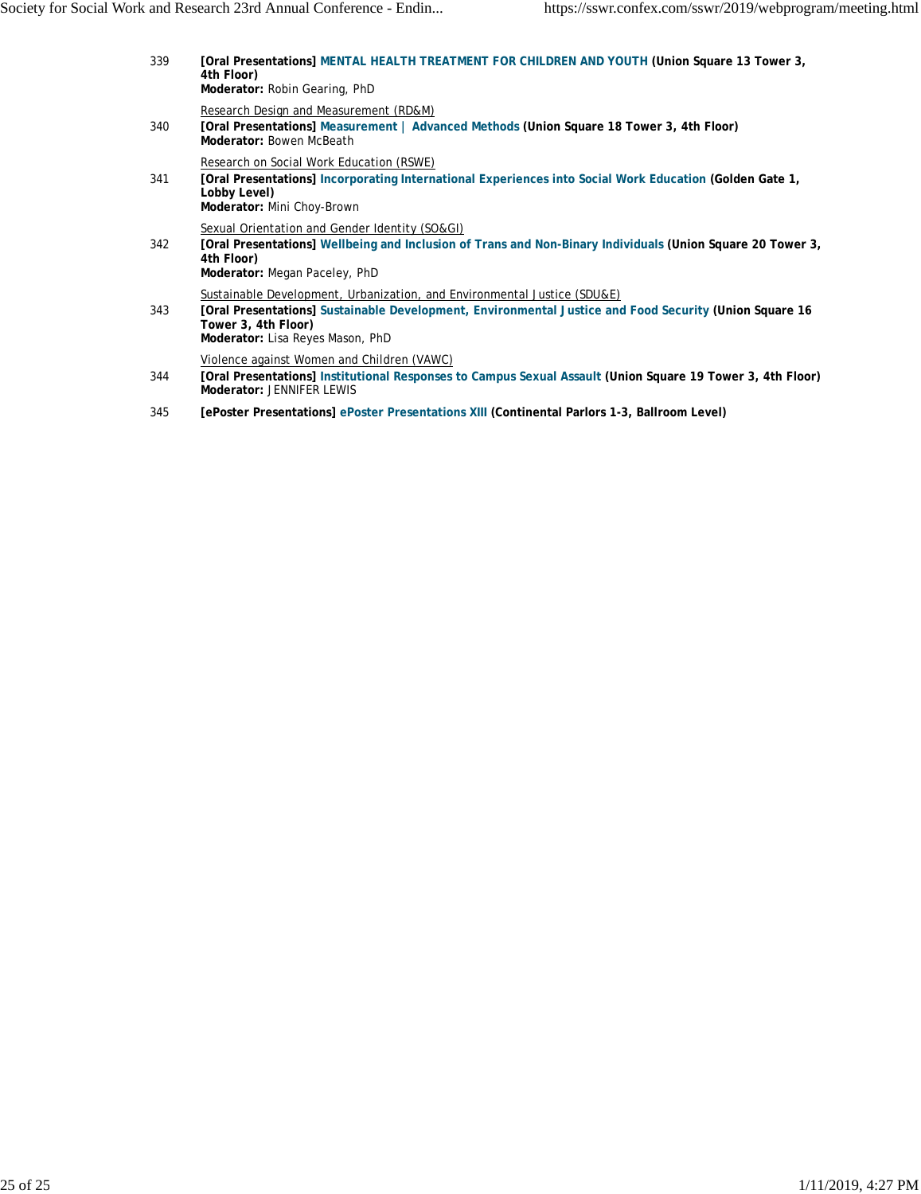339 **[Oral Presentations] MENTAL HEALTH TREATMENT FOR CHILDREN AND YOUTH (Union Square 13 Tower 3, 4th Floor)**
**Moderator:** Robin Gearing, PhD

Research Design and Measurement (RD&M)

340 **[Oral Presentations] Measurement | Advanced Methods (Union Square 18 Tower 3, 4th Floor)**
**Moderator:** Bowen McBeath

Research on Social Work Education (RSWE)

341 **[Oral Presentations] Incorporating International Experiences into Social Work Education (Golden Gate 1, Lobby Level)**
**Moderator:** Mini Choy-Brown

Sexual Orientation and Gender Identity (SO&GI)

342 **[Oral Presentations] Wellbeing and Inclusion of Trans and Non-Binary Individuals (Union Square 20 Tower 3, 4th Floor)**
**Moderator:** Megan Paceley, PhD

Sustainable Development, Urbanization, and Environmental Justice (SDU&E)

343 **[Oral Presentations] Sustainable Development, Environmental Justice and Food Security (Union Square 16 Tower 3, 4th Floor)**
**Moderator:** Lisa Reyes Mason, PhD

Violence against Women and Children (VAWC)

344 **[Oral Presentations] Institutional Responses to Campus Sexual Assault (Union Square 19 Tower 3, 4th Floor)**
**Moderator:** JENNIFER LEWIS

345 **[ePoster Presentations] ePoster Presentations XIII (Continental Parlors 1-3, Ballroom Level)**